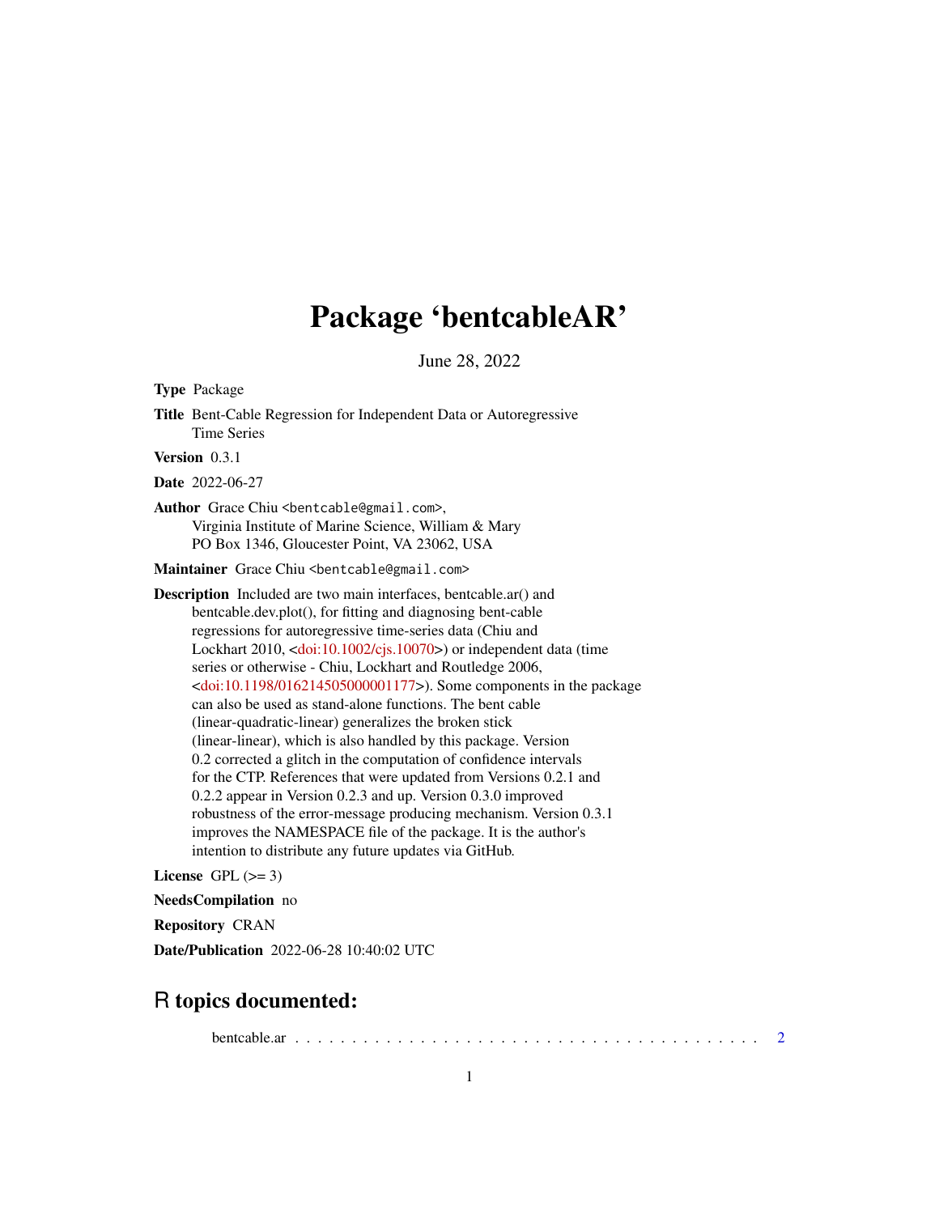# Package 'bentcableAR'

June 28, 2022

**Type** Package

**Title** Bent-Cable Regression for Independent Data or Autoregressive Time Series

**Version** 0.3.1

**Date** 2022-06-27

**Author** Grace Chiu <bentcable@gmail.com>, Virginia Institute of Marine Science, William & Mary PO Box 1346, Gloucester Point, VA 23062, USA

**Maintainer** Grace Chiu <bentcable@gmail.com>

**Description** Included are two main interfaces, bentcable.ar() and bentcable.dev.plot(), for fitting and diagnosing bent-cable regressions for autoregressive time-series data (Chiu and Lockhart 2010, <doi:10.1002/cjs.10070>) or independent data (time series or otherwise - Chiu, Lockhart and Routledge 2006, <doi:10.1198/016214505000001177>). Some components in the package can also be used as stand-alone functions. The bent cable (linear-quadratic-linear) generalizes the broken stick (linear-linear), which is also handled by this package. Version 0.2 corrected a glitch in the computation of confidence intervals for the CTP. References that were updated from Versions 0.2.1 and 0.2.2 appear in Version 0.2.3 and up. Version 0.3.0 improved robustness of the error-message producing mechanism. Version 0.3.1 improves the NAMESPACE file of the package. It is the author's intention to distribute any future updates via GitHub.

**License** GPL (>= 3)

**NeedsCompilation** no

**Repository** CRAN

**Date/Publication** 2022-06-28 10:40:02 UTC

## R topics documented:

bentcable.ar . . . . . . . . . . . . . . . . . . . . . . . . . . . . . . . . . . . . . . . . . 2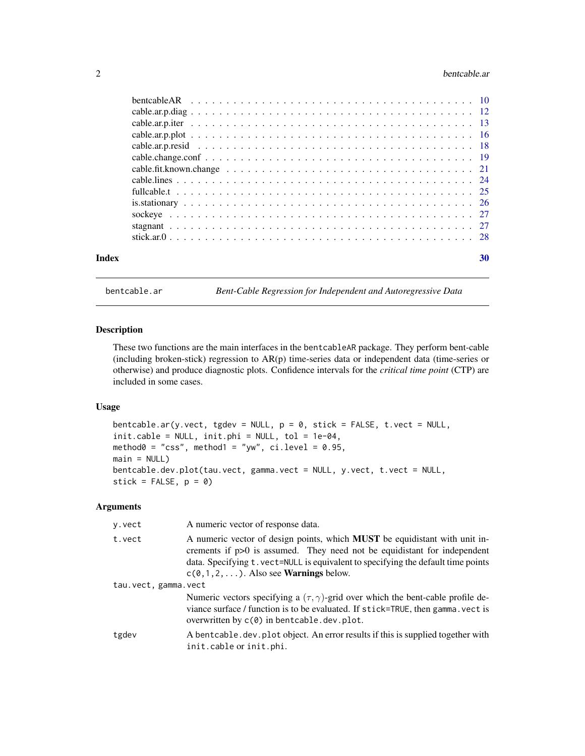| | |
|---|---|
| bentcableAR | 10 |
| cable.ar.p.diag | 12 |
| cable.ar.p.iter | 13 |
| cable.ar.p.plot | 16 |
| cable.ar.p.resid | 18 |
| cable.change.conf | 19 |
| cable.fit.known.change | 21 |
| cable.lines | 24 |
| fullcable.t | 25 |
| is.stationary | 26 |
| sockeye | 27 |
| stagnant | 27 |
| stick.ar.0 | 28 |

**Index** **30**

---

`bentcable.ar` *Bent-Cable Regression for Independent and Autoregressive Data*

---

## Description

These two functions are the main interfaces in the `bentcableAR` package. They perform bent-cable (including broken-stick) regression to AR(p) time-series data or independent data (time-series or otherwise) and produce diagnostic plots. Confidence intervals for the *critical time point* (CTP) are included in some cases.

## Usage

```
bentcable.ar(y.vect, tgdev = NULL, p = 0, stick = FALSE, t.vect = NULL,
init.cable = NULL, init.phi = NULL, tol = 1e-04,
method0 = "css", method1 = "yw", ci.level = 0.95,
main = NULL)
bentcable.dev.plot(tau.vect, gamma.vect = NULL, y.vect, t.vect = NULL,
stick = FALSE, p = 0)
```

## Arguments

| | |
|---|---|
| `y.vect` | A numeric vector of response data. |
| `t.vect` | A numeric vector of design points, which **MUST** be equidistant with unit increments if p>0 is assumed. They need not be equidistant for independent data. Specifying `t.vect=NULL` is equivalent to specifying the default time points `c(0,1,2,...)`. Also see **Warnings** below. |
| `tau.vect, gamma.vect` | Numeric vectors specifying a $(\tau, \gamma)$-grid over which the bent-cable profile deviance surface / function is to be evaluated. If `stick=TRUE`, then `gamma.vect` is overwritten by `c(0)` in `bentcable.dev.plot`. |
| `tgdev` | A `bentcable.dev.plot` object. An error results if this is supplied together with `init.cable` or `init.phi`. |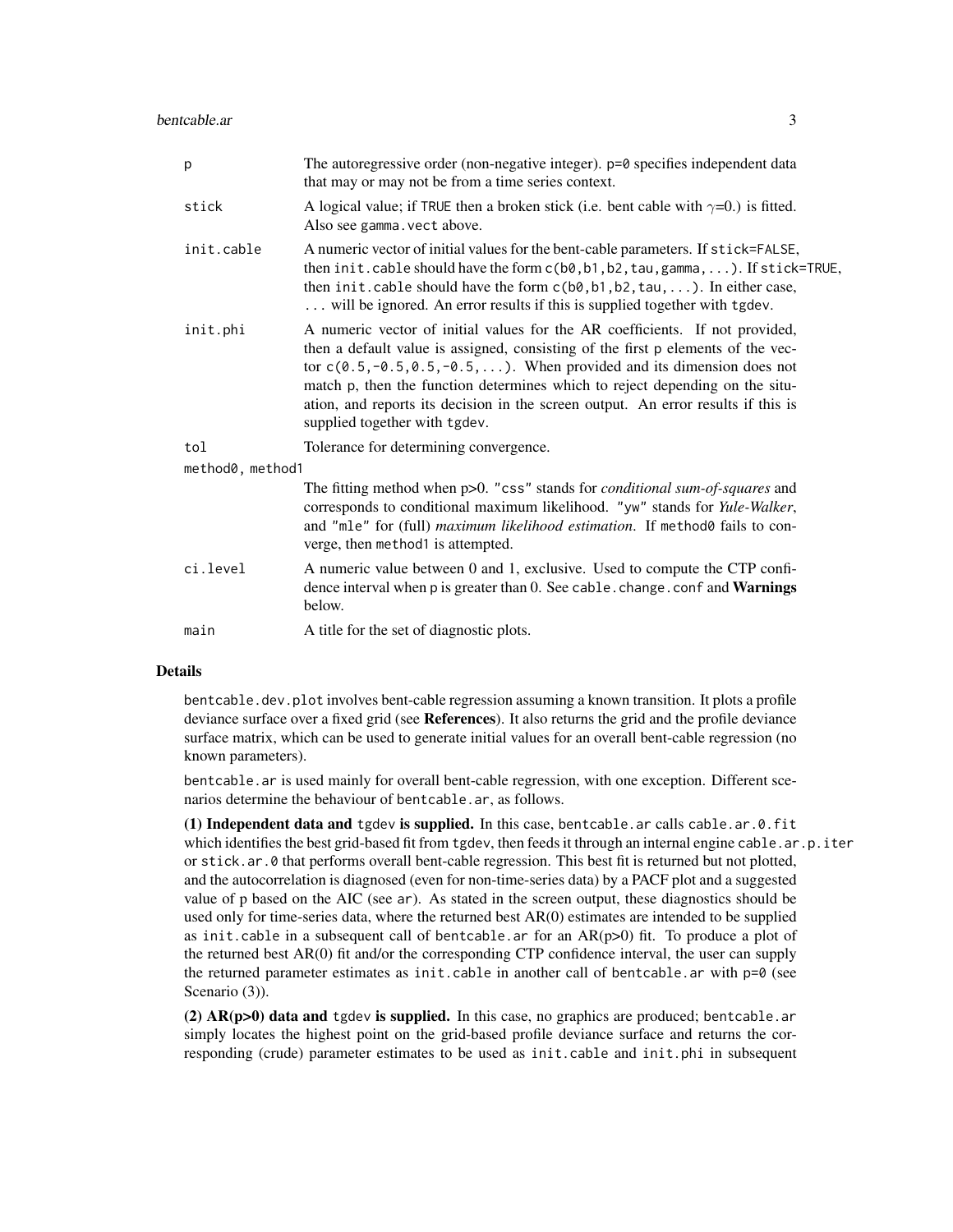| | |
|---|---|
| `p` | The autoregressive order (non-negative integer). `p=0` specifies independent data that may or may not be from a time series context. |
| `stick` | A logical value; if `TRUE` then a broken stick (i.e. bent cable with $\gamma$=0.) is fitted. Also see `gamma.vect` above. |
| `init.cable` | A numeric vector of initial values for the bent-cable parameters. If `stick=FALSE`, then `init.cable` should have the form `c(b0,b1,b2,tau,gamma,...)`. If `stick=TRUE`, then `init.cable` should have the form `c(b0,b1,b2,tau,...)`. In either case, `...` will be ignored. An error results if this is supplied together with `tgdev`. |
| `init.phi` | A numeric vector of initial values for the AR coefficients. If not provided, then a default value is assigned, consisting of the first `p` elements of the vector `c(0.5,-0.5,0.5,-0.5,...)`. When provided and its dimension does not match `p`, then the function determines which to reject depending on the situation, and reports its decision in the screen output. An error results if this is supplied together with `tgdev`. |
| `tol` | Tolerance for determining convergence. |
| `method0, method1` | The fitting method when p>0. `"css"` stands for *conditional sum-of-squares* and corresponds to conditional maximum likelihood. `"yw"` stands for *Yule-Walker*, and `"mle"` for (full) *maximum likelihood estimation*. If `method0` fails to converge, then `method1` is attempted. |
| `ci.level` | A numeric value between 0 and 1, exclusive. Used to compute the CTP confidence interval when `p` is greater than 0. See `cable.change.conf` and **Warnings** below. |
| `main` | A title for the set of diagnostic plots. |

## Details

`bentcable.dev.plot` involves bent-cable regression assuming a known transition. It plots a profile deviance surface over a fixed grid (see **References**). It also returns the grid and the profile deviance surface matrix, which can be used to generate initial values for an overall bent-cable regression (no known parameters).

`bentcable.ar` is used mainly for overall bent-cable regression, with one exception. Different scenarios determine the behaviour of `bentcable.ar`, as follows.

**(1) Independent data and `tgdev` is supplied.** In this case, `bentcable.ar` calls `cable.ar.0.fit` which identifies the best grid-based fit from `tgdev`, then feeds it through an internal engine `cable.ar.p.iter` or `stick.ar.0` that performs overall bent-cable regression. This best fit is returned but not plotted, and the autocorrelation is diagnosed (even for non-time-series data) by a PACF plot and a suggested value of p based on the AIC (see `ar`). As stated in the screen output, these diagnostics should be used only for time-series data, where the returned best AR(0) estimates are intended to be supplied as `init.cable` in a subsequent call of `bentcable.ar` for an AR(p>0) fit. To produce a plot of the returned best AR(0) fit and/or the corresponding CTP confidence interval, the user can supply the returned parameter estimates as `init.cable` in another call of `bentcable.ar` with `p=0` (see Scenario (3)).

**(2) AR(p>0) data and `tgdev` is supplied.** In this case, no graphics are produced; `bentcable.ar` simply locates the highest point on the grid-based profile deviance surface and returns the corresponding (crude) parameter estimates to be used as `init.cable` and `init.phi` in subsequent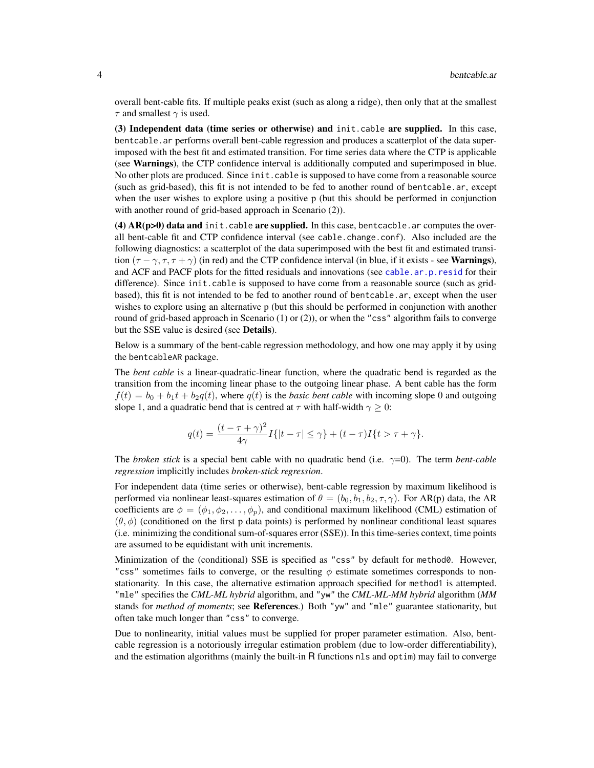overall bent-cable fits. If multiple peaks exist (such as along a ridge), then only that at the smallest $\tau$ and smallest $\gamma$ is used.

**(3) Independent data (time series or otherwise) and** `init.cable` **are supplied.** In this case, `bentcable.ar` performs overall bent-cable regression and produces a scatterplot of the data superimposed with the best fit and estimated transition. For time series data where the CTP is applicable (see **Warnings**), the CTP confidence interval is additionally computed and superimposed in blue. No other plots are produced. Since `init.cable` is supposed to have come from a reasonable source (such as grid-based), this fit is not intended to be fed to another round of `bentcable.ar`, except when the user wishes to explore using a positive p (but this should be performed in conjunction with another round of grid-based approach in Scenario (2)).

**(4) AR(p>0) data and** `init.cable` **are supplied.** In this case, `bentcacble.ar` computes the overall bent-cable fit and CTP confidence interval (see `cable.change.conf`). Also included are the following diagnostics: a scatterplot of the data superimposed with the best fit and estimated transition $(\tau - \gamma, \tau, \tau + \gamma)$ (in red) and the CTP confidence interval (in blue, if it exists - see **Warnings**), and ACF and PACF plots for the fitted residuals and innovations (see `cable.ar.p.resid` for their difference). Since `init.cable` is supposed to have come from a reasonable source (such as grid-based), this fit is not intended to be fed to another round of `bentcable.ar`, except when the user wishes to explore using an alternative p (but this should be performed in conjunction with another round of grid-based approach in Scenario (1) or (2)), or when the `"css"` algorithm fails to converge but the SSE value is desired (see **Details**).

Below is a summary of the bent-cable regression methodology, and how one may apply it by using the `bentcableAR` package.

The *bent cable* is a linear-quadratic-linear function, where the quadratic bend is regarded as the transition from the incoming linear phase to the outgoing linear phase. A bent cable has the form $f(t) = b_0 + b_1 t + b_2 q(t)$, where $q(t)$ is the *basic bent cable* with incoming slope 0 and outgoing slope 1, and a quadratic bend that is centred at $\tau$ with half-width $\gamma \geq 0$:

$$q(t) = \frac{(t - \tau + \gamma)^2}{4\gamma} I\{|t - \tau| \leq \gamma\} + (t - \tau) I\{t > \tau + \gamma\}.$$

The *broken stick* is a special bent cable with no quadratic bend (i.e. $\gamma$=0). The term *bent-cable regression* implicitly includes *broken-stick regression*.

For independent data (time series or otherwise), bent-cable regression by maximum likelihood is performed via nonlinear least-squares estimation of $\theta = (b_0, b_1, b_2, \tau, \gamma)$. For AR(p) data, the AR coefficients are $\phi = (\phi_1, \phi_2, \ldots, \phi_p)$, and conditional maximum likelihood (CML) estimation of $(\theta, \phi)$ (conditioned on the first p data points) is performed by nonlinear conditional least squares (i.e. minimizing the conditional sum-of-squares error (SSE)). In this time-series context, time points are assumed to be equidistant with unit increments.

Minimization of the (conditional) SSE is specified as `"css"` by default for `method0`. However, `"css"` sometimes fails to converge, or the resulting $\phi$ estimate sometimes corresponds to non-stationarity. In this case, the alternative estimation approach specified for `method1` is attempted. `"mle"` specifies the *CML-ML hybrid* algorithm, and `"yw"` the *CML-ML-MM hybrid* algorithm (*MM* stands for *method of moments*; see **References**.) Both `"yw"` and `"mle"` guarantee stationarity, but often take much longer than `"css"` to converge.

Due to nonlinearity, initial values must be supplied for proper parameter estimation. Also, bent-cable regression is a notoriously irregular estimation problem (due to low-order differentiability), and the estimation algorithms (mainly the built-in R functions `nls` and `optim`) may fail to converge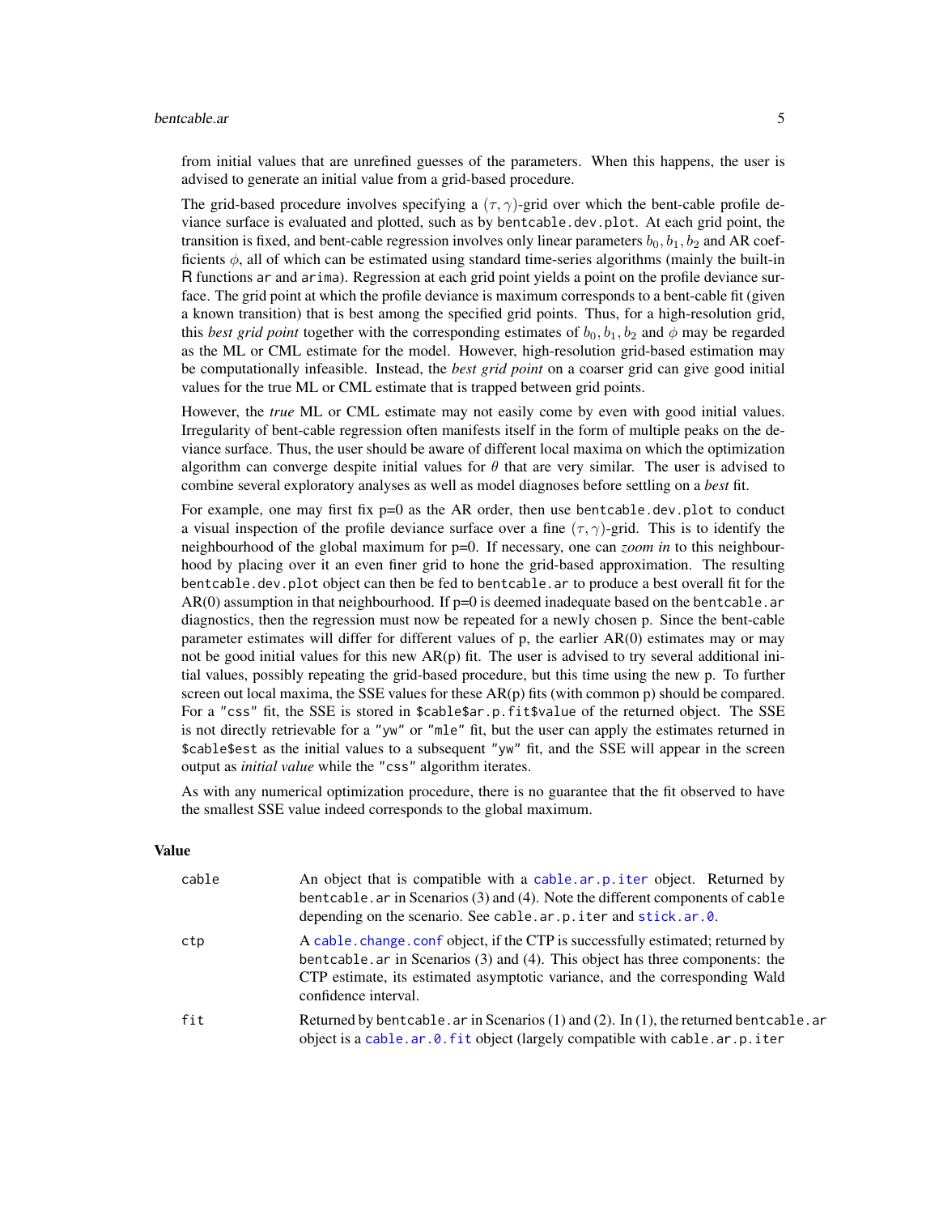from initial values that are unrefined guesses of the parameters. When this happens, the user is advised to generate an initial value from a grid-based procedure.

The grid-based procedure involves specifying a $(\tau, \gamma)$-grid over which the bent-cable profile deviance surface is evaluated and plotted, such as by `bentcable.dev.plot`. At each grid point, the transition is fixed, and bent-cable regression involves only linear parameters $b_0, b_1, b_2$ and AR coefficients $\phi$, all of which can be estimated using standard time-series algorithms (mainly the built-in R functions `ar` and `arima`). Regression at each grid point yields a point on the profile deviance surface. The grid point at which the profile deviance is maximum corresponds to a bent-cable fit (given a known transition) that is best among the specified grid points. Thus, for a high-resolution grid, this *best grid point* together with the corresponding estimates of $b_0, b_1, b_2$ and $\phi$ may be regarded as the ML or CML estimate for the model. However, high-resolution grid-based estimation may be computationally infeasible. Instead, the *best grid point* on a coarser grid can give good initial values for the true ML or CML estimate that is trapped between grid points.

However, the *true* ML or CML estimate may not easily come by even with good initial values. Irregularity of bent-cable regression often manifests itself in the form of multiple peaks on the deviance surface. Thus, the user should be aware of different local maxima on which the optimization algorithm can converge despite initial values for $\theta$ that are very similar. The user is advised to combine several exploratory analyses as well as model diagnoses before settling on a *best* fit.

For example, one may first fix p=0 as the AR order, then use `bentcable.dev.plot` to conduct a visual inspection of the profile deviance surface over a fine $(\tau, \gamma)$-grid. This is to identify the neighbourhood of the global maximum for p=0. If necessary, one can *zoom in* to this neighbourhood by placing over it an even finer grid to hone the grid-based approximation. The resulting `bentcable.dev.plot` object can then be fed to `bentcable.ar` to produce a best overall fit for the AR(0) assumption in that neighbourhood. If p=0 is deemed inadequate based on the `bentcable.ar` diagnostics, then the regression must now be repeated for a newly chosen p. Since the bent-cable parameter estimates will differ for different values of p, the earlier AR(0) estimates may or may not be good initial values for this new AR(p) fit. The user is advised to try several additional initial values, possibly repeating the grid-based procedure, but this time using the new p. To further screen out local maxima, the SSE values for these AR(p) fits (with common p) should be compared. For a `"css"` fit, the SSE is stored in `$cable$ar.p.fit$value` of the returned object. The SSE is not directly retrievable for a `"yw"` or `"mle"` fit, but the user can apply the estimates returned in `$cable$est` as the initial values to a subsequent `"yw"` fit, and the SSE will appear in the screen output as *initial value* while the `"css"` algorithm iterates.

As with any numerical optimization procedure, there is no guarantee that the fit observed to have the smallest SSE value indeed corresponds to the global maximum.

## Value

| | |
|---|---|
| `cable` | An object that is compatible with a `cable.ar.p.iter` object. Returned by `bentcable.ar` in Scenarios (3) and (4). Note the different components of `cable` depending on the scenario. See `cable.ar.p.iter` and `stick.ar.0`. |
| `ctp` | A `cable.change.conf` object, if the CTP is successfully estimated; returned by `bentcable.ar` in Scenarios (3) and (4). This object has three components: the CTP estimate, its estimated asymptotic variance, and the corresponding Wald confidence interval. |
| `fit` | Returned by `bentcable.ar` in Scenarios (1) and (2). In (1), the returned `bentcable.ar` object is a `cable.ar.0.fit` object (largely compatible with `cable.ar.p.iter` |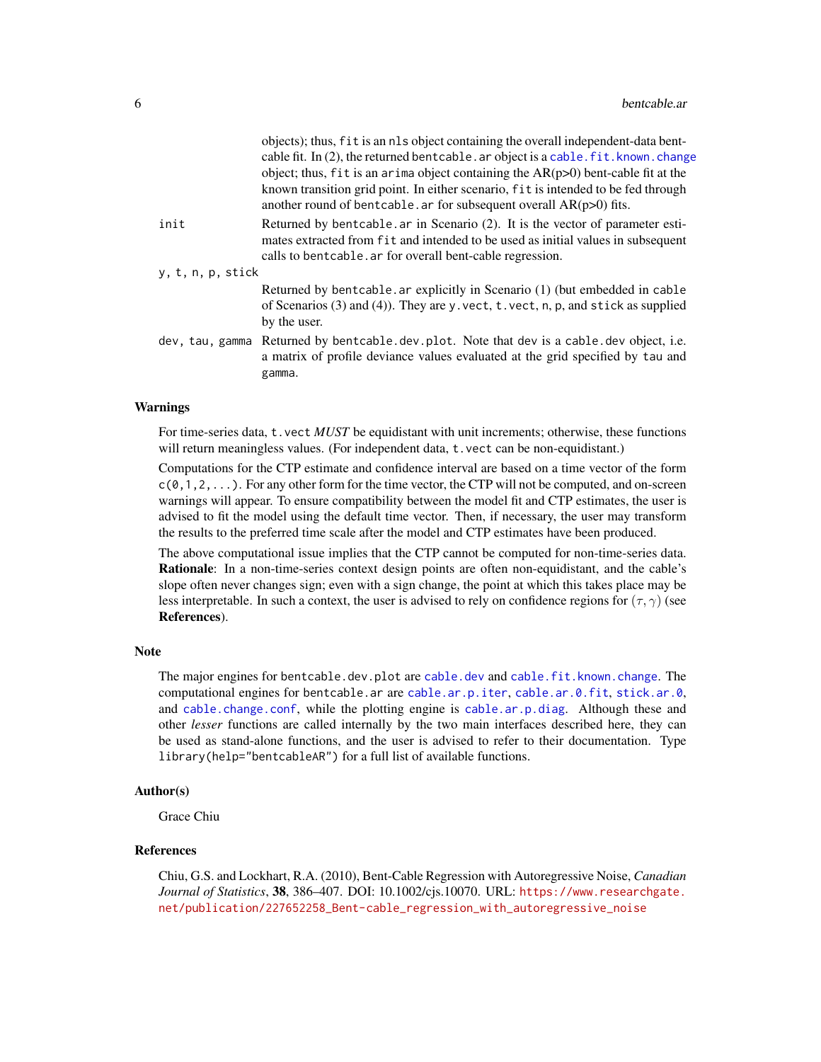objects); thus, `fit` is an `nls` object containing the overall independent-data bent-cable fit. In (2), the returned `bentcable.ar` object is a `cable.fit.known.change` object; thus, `fit` is an `arima` object containing the AR(p>0) bent-cable fit at the known transition grid point. In either scenario, `fit` is intended to be fed through another round of `bentcable.ar` for subsequent overall AR(p>0) fits.

`init`
: Returned by `bentcable.ar` in Scenario (2). It is the vector of parameter estimates extracted from `fit` and intended to be used as initial values in subsequent calls to `bentcable.ar` for overall bent-cable regression.

`y, t, n, p, stick`
: Returned by `bentcable.ar` explicitly in Scenario (1) (but embedded in `cable` of Scenarios (3) and (4)). They are `y.vect`, `t.vect`, `n`, `p`, and `stick` as supplied by the user.

`dev, tau, gamma`
: Returned by `bentcable.dev.plot`. Note that `dev` is a `cable.dev` object, i.e. a matrix of profile deviance values evaluated at the grid specified by `tau` and `gamma`.

## Warnings

For time-series data, `t.vect` *MUST* be equidistant with unit increments; otherwise, these functions will return meaningless values. (For independent data, `t.vect` can be non-equidistant.)

Computations for the CTP estimate and confidence interval are based on a time vector of the form `c(0,1,2,...)`. For any other form for the time vector, the CTP will not be computed, and on-screen warnings will appear. To ensure compatibility between the model fit and CTP estimates, the user is advised to fit the model using the default time vector. Then, if necessary, the user may transform the results to the preferred time scale after the model and CTP estimates have been produced.

The above computational issue implies that the CTP cannot be computed for non-time-series data. **Rationale**: In a non-time-series context design points are often non-equidistant, and the cable's slope often never changes sign; even with a sign change, the point at which this takes place may be less interpretable. In such a context, the user is advised to rely on confidence regions for $(\tau, \gamma)$ (see **References**).

## Note

The major engines for `bentcable.dev.plot` are `cable.dev` and `cable.fit.known.change`. The computational engines for `bentcable.ar` are `cable.ar.p.iter`, `cable.ar.0.fit`, `stick.ar.0`, and `cable.change.conf`, while the plotting engine is `cable.ar.p.diag`. Although these and other *lesser* functions are called internally by the two main interfaces described here, they can be used as stand-alone functions, and the user is advised to refer to their documentation. Type `library(help="bentcableAR")` for a full list of available functions.

## Author(s)

Grace Chiu

## References

Chiu, G.S. and Lockhart, R.A. (2010), Bent-Cable Regression with Autoregressive Noise, *Canadian Journal of Statistics*, **38**, 386–407. DOI: 10.1002/cjs.10070. URL: https://www.researchgate.net/publication/227652258_Bent-cable_regression_with_autoregressive_noise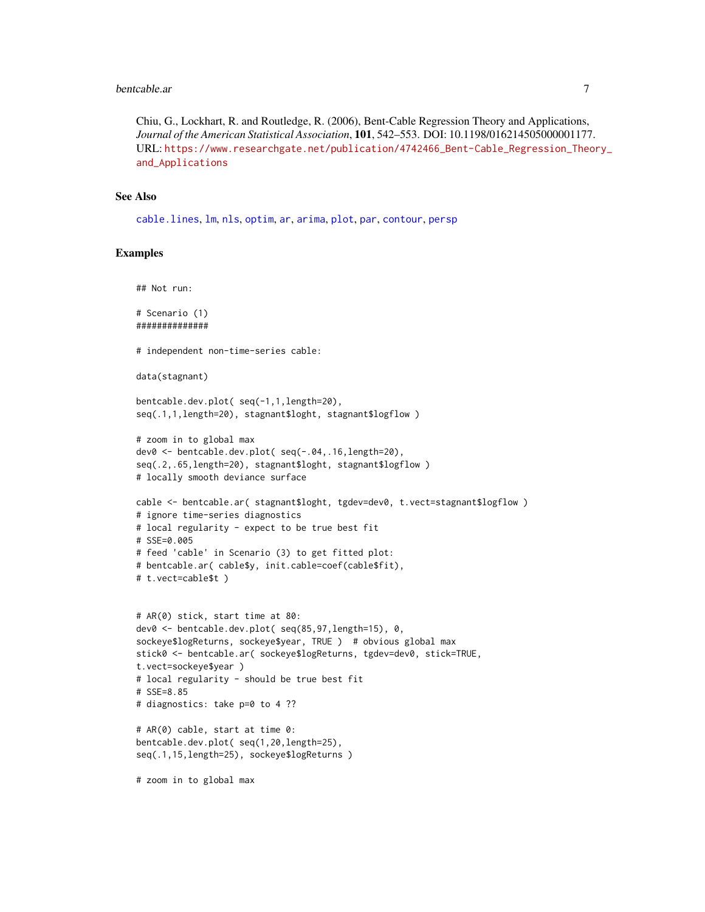Chiu, G., Lockhart, R. and Routledge, R. (2006), Bent-Cable Regression Theory and Applications, *Journal of the American Statistical Association*, **101**, 542–553. DOI: 10.1198/016214505000001177. URL: https://www.researchgate.net/publication/4742466_Bent-Cable_Regression_Theory_and_Applications

## See Also

cable.lines, lm, nls, optim, ar, arima, plot, par, contour, persp

## Examples

```
## Not run:

# Scenario (1)
##############

# independent non-time-series cable:

data(stagnant)

bentcable.dev.plot( seq(-1,1,length=20),
seq(.1,1,length=20), stagnant$loght, stagnant$logflow )

# zoom in to global max
dev0 <- bentcable.dev.plot( seq(-.04,.16,length=20),
seq(.2,.65,length=20), stagnant$loght, stagnant$logflow )
# locally smooth deviance surface

cable <- bentcable.ar( stagnant$loght, tgdev=dev0, t.vect=stagnant$logflow )
# ignore time-series diagnostics
# local regularity - expect to be true best fit
# SSE=0.005
# feed 'cable' in Scenario (3) to get fitted plot:
# bentcable.ar( cable$y, init.cable=coef(cable$fit),
# t.vect=cable$t )


# AR(0) stick, start time at 80:
dev0 <- bentcable.dev.plot( seq(85,97,length=15), 0,
sockeye$logReturns, sockeye$year, TRUE )  # obvious global max
stick0 <- bentcable.ar( sockeye$logReturns, tgdev=dev0, stick=TRUE,
t.vect=sockeye$year )
# local regularity - should be true best fit
# SSE=8.85
# diagnostics: take p=0 to 4 ??

# AR(0) cable, start at time 0:
bentcable.dev.plot( seq(1,20,length=25),
seq(.1,15,length=25), sockeye$logReturns )

# zoom in to global max
```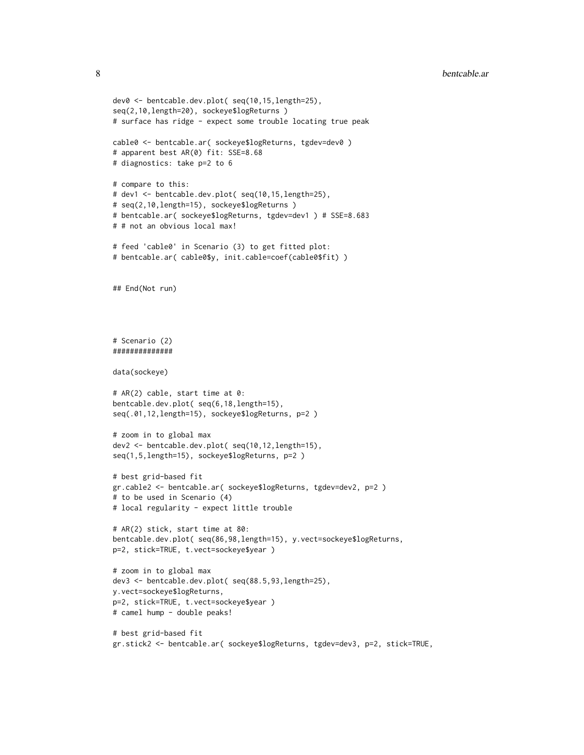```
dev0 <- bentcable.dev.plot( seq(10,15,length=25),
seq(2,10,length=20), sockeye$logReturns )
# surface has ridge - expect some trouble locating true peak

cable0 <- bentcable.ar( sockeye$logReturns, tgdev=dev0 )
# apparent best AR(0) fit: SSE=8.68
# diagnostics: take p=2 to 6

# compare to this:
# dev1 <- bentcable.dev.plot( seq(10,15,length=25),
# seq(2,10,length=15), sockeye$logReturns )
# bentcable.ar( sockeye$logReturns, tgdev=dev1 ) # SSE=8.683
# # not an obvious local max!

# feed 'cable0' in Scenario (3) to get fitted plot:
# bentcable.ar( cable0$y, init.cable=coef(cable0$fit) )


## End(Not run)




# Scenario (2)
##############

data(sockeye)

# AR(2) cable, start time at 0:
bentcable.dev.plot( seq(6,18,length=15),
seq(.01,12,length=15), sockeye$logReturns, p=2 )

# zoom in to global max
dev2 <- bentcable.dev.plot( seq(10,12,length=15),
seq(1,5,length=15), sockeye$logReturns, p=2 )

# best grid-based fit
gr.cable2 <- bentcable.ar( sockeye$logReturns, tgdev=dev2, p=2 )
# to be used in Scenario (4)
# local regularity - expect little trouble

# AR(2) stick, start time at 80:
bentcable.dev.plot( seq(86,98,length=15), y.vect=sockeye$logReturns,
p=2, stick=TRUE, t.vect=sockeye$year )

# zoom in to global max
dev3 <- bentcable.dev.plot( seq(88.5,93,length=25),
y.vect=sockeye$logReturns,
p=2, stick=TRUE, t.vect=sockeye$year )
# camel hump - double peaks!

# best grid-based fit
gr.stick2 <- bentcable.ar( sockeye$logReturns, tgdev=dev3, p=2, stick=TRUE,
```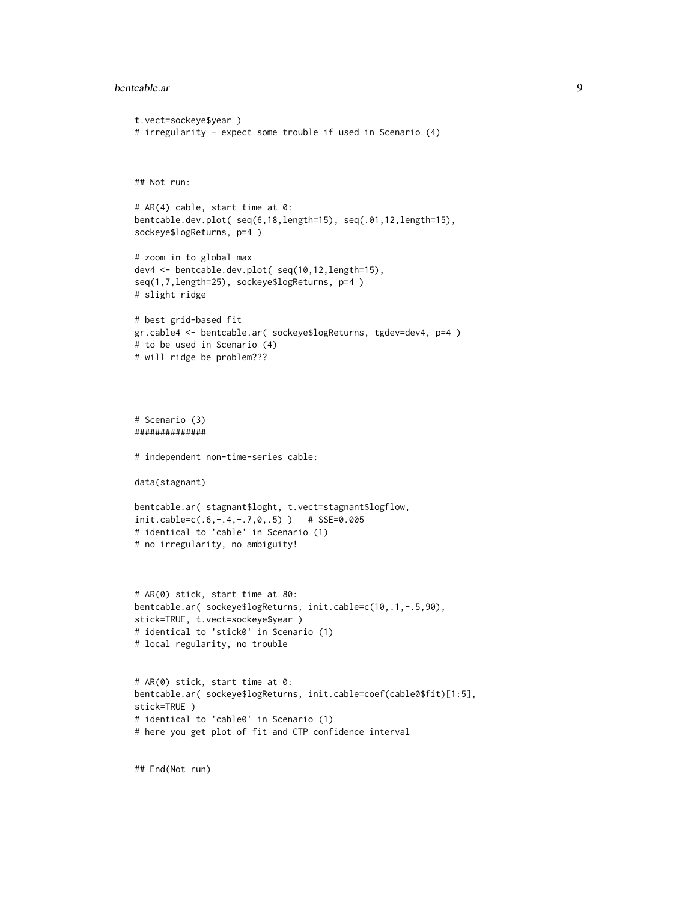```
t.vect=sockeye$year )
# irregularity - expect some trouble if used in Scenario (4)



## Not run:

# AR(4) cable, start time at 0:
bentcable.dev.plot( seq(6,18,length=15), seq(.01,12,length=15),
sockeye$logReturns, p=4 )

# zoom in to global max
dev4 <- bentcable.dev.plot( seq(10,12,length=15),
seq(1,7,length=25), sockeye$logReturns, p=4 )
# slight ridge

# best grid-based fit
gr.cable4 <- bentcable.ar( sockeye$logReturns, tgdev=dev4, p=4 )
# to be used in Scenario (4)
# will ridge be problem???




# Scenario (3)
##############

# independent non-time-series cable:

data(stagnant)

bentcable.ar( stagnant$loght, t.vect=stagnant$logflow,
init.cable=c(.6,-.4,-.7,0,.5) )   # SSE=0.005
# identical to 'cable' in Scenario (1)
# no irregularity, no ambiguity!



# AR(0) stick, start time at 80:
bentcable.ar( sockeye$logReturns, init.cable=c(10,.1,-.5,90),
stick=TRUE, t.vect=sockeye$year )
# identical to 'stick0' in Scenario (1)
# local regularity, no trouble


# AR(0) stick, start time at 0:
bentcable.ar( sockeye$logReturns, init.cable=coef(cable0$fit)[1:5],
stick=TRUE )
# identical to 'cable0' in Scenario (1)
# here you get plot of fit and CTP confidence interval


## End(Not run)
```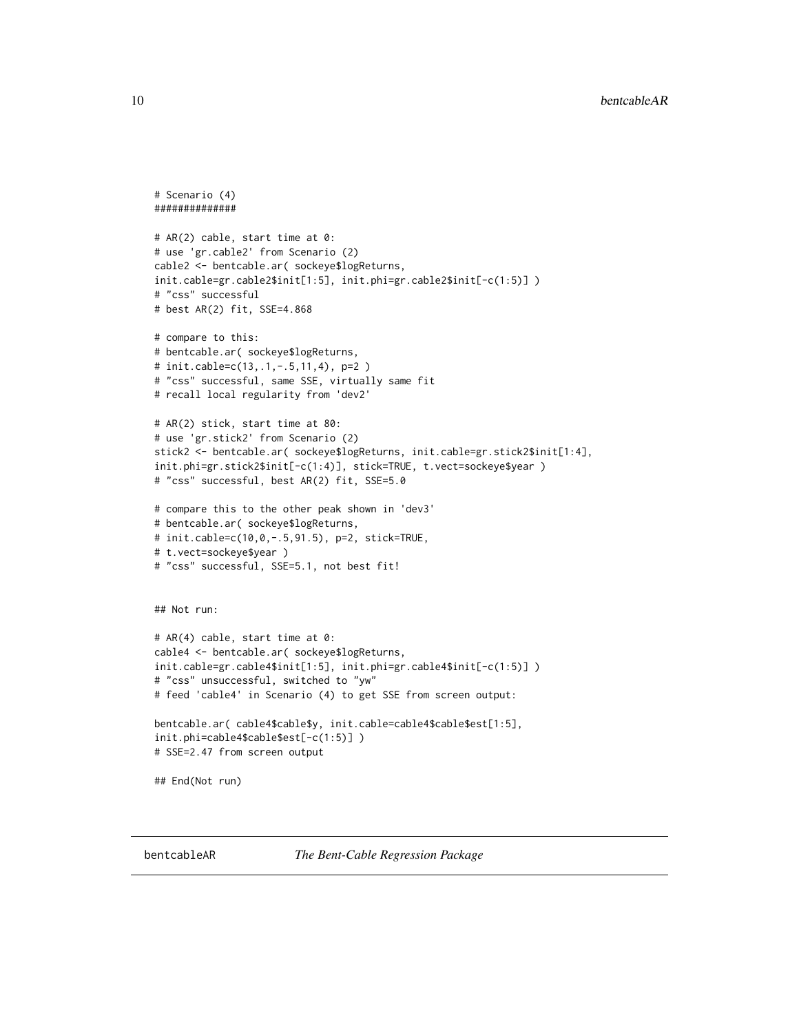```
# Scenario (4)
##############

# AR(2) cable, start time at 0:
# use 'gr.cable2' from Scenario (2)
cable2 <- bentcable.ar( sockeye$logReturns,
init.cable=gr.cable2$init[1:5], init.phi=gr.cable2$init[-c(1:5)] )
# "css" successful
# best AR(2) fit, SSE=4.868

# compare to this:
# bentcable.ar( sockeye$logReturns,
# init.cable=c(13,.1,-.5,11,4), p=2 )
# "css" successful, same SSE, virtually same fit
# recall local regularity from 'dev2'

# AR(2) stick, start time at 80:
# use 'gr.stick2' from Scenario (2)
stick2 <- bentcable.ar( sockeye$logReturns, init.cable=gr.stick2$init[1:4],
init.phi=gr.stick2$init[-c(1:4)], stick=TRUE, t.vect=sockeye$year )
# "css" successful, best AR(2) fit, SSE=5.0

# compare this to the other peak shown in 'dev3'
# bentcable.ar( sockeye$logReturns,
# init.cable=c(10,0,-.5,91.5), p=2, stick=TRUE,
# t.vect=sockeye$year )
# "css" successful, SSE=5.1, not best fit!


## Not run:

# AR(4) cable, start time at 0:
cable4 <- bentcable.ar( sockeye$logReturns,
init.cable=gr.cable4$init[1:5], init.phi=gr.cable4$init[-c(1:5)] )
# "css" unsuccessful, switched to "yw"
# feed 'cable4' in Scenario (4) to get SSE from screen output:

bentcable.ar( cable4$cable$y, init.cable=cable4$cable$est[1:5],
init.phi=cable4$cable$est[-c(1:5)] )
# SSE=2.47 from screen output

## End(Not run)
```

---

bentcableAR    *The Bent-Cable Regression Package*

---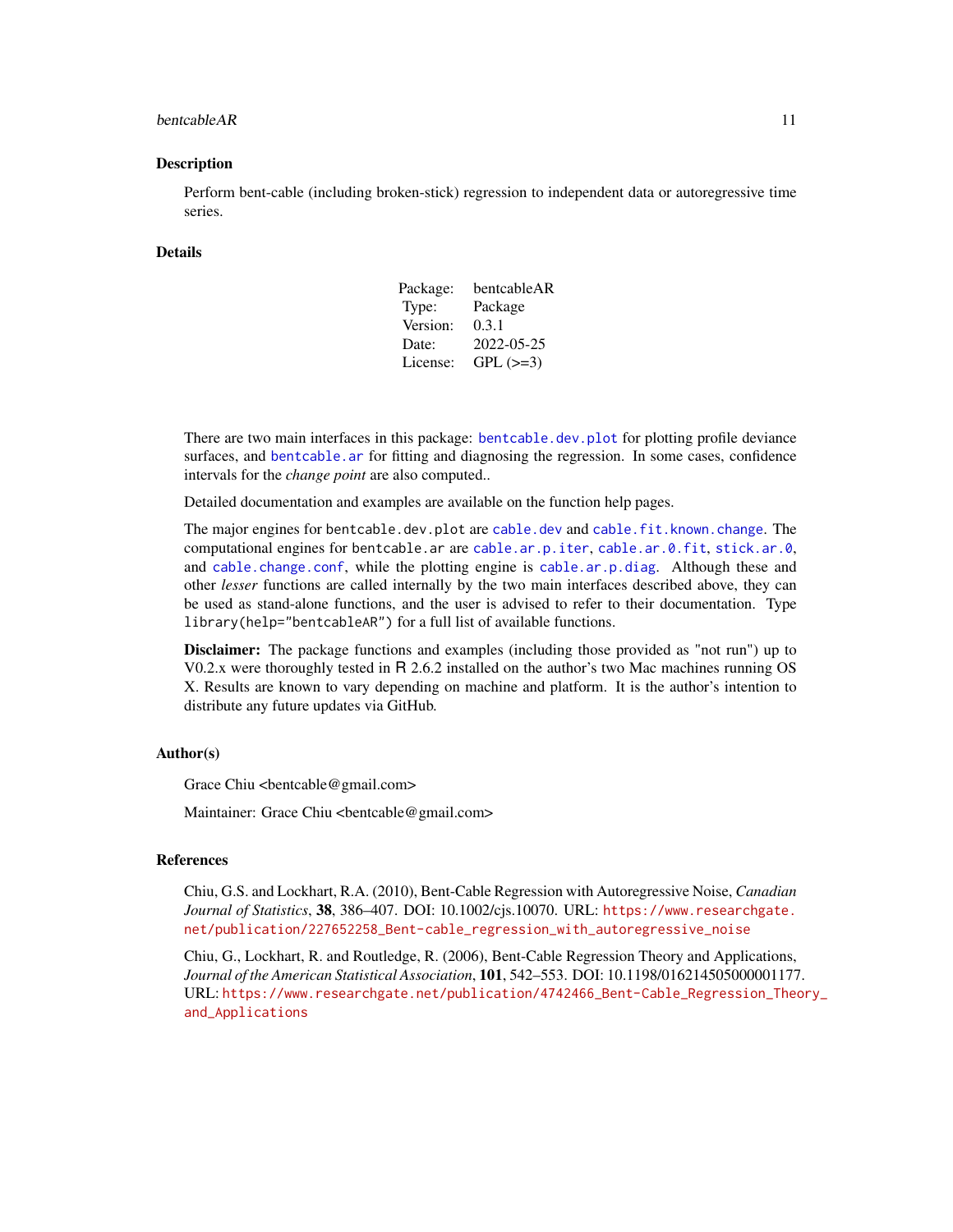## Description

Perform bent-cable (including broken-stick) regression to independent data or autoregressive time series.

## Details

| Package: | bentcableAR |
|---|---|
| Type: | Package |
| Version: | 0.3.1 |
| Date: | 2022-05-25 |
| License: | GPL (>=3) |

There are two main interfaces in this package: `bentcable.dev.plot` for plotting profile deviance surfaces, and `bentcable.ar` for fitting and diagnosing the regression. In some cases, confidence intervals for the *change point* are also computed..

Detailed documentation and examples are available on the function help pages.

The major engines for `bentcable.dev.plot` are `cable.dev` and `cable.fit.known.change`. The computational engines for `bentcable.ar` are `cable.ar.p.iter`, `cable.ar.0.fit`, `stick.ar.0`, and `cable.change.conf`, while the plotting engine is `cable.ar.p.diag`. Although these and other *lesser* functions are called internally by the two main interfaces described above, they can be used as stand-alone functions, and the user is advised to refer to their documentation. Type `library(help="bentcableAR")` for a full list of available functions.

**Disclaimer:** The package functions and examples (including those provided as "not run") up to V0.2.x were thoroughly tested in R 2.6.2 installed on the author's two Mac machines running OS X. Results are known to vary depending on machine and platform. It is the author's intention to distribute any future updates via GitHub.

## Author(s)

Grace Chiu <bentcable@gmail.com>

Maintainer: Grace Chiu <bentcable@gmail.com>

## References

Chiu, G.S. and Lockhart, R.A. (2010), Bent-Cable Regression with Autoregressive Noise, *Canadian Journal of Statistics*, **38**, 386–407. DOI: 10.1002/cjs.10070. URL: https://www.researchgate.net/publication/227652258_Bent-cable_regression_with_autoregressive_noise

Chiu, G., Lockhart, R. and Routledge, R. (2006), Bent-Cable Regression Theory and Applications, *Journal of the American Statistical Association*, **101**, 542–553. DOI: 10.1198/016214505000001177. URL: https://www.researchgate.net/publication/4742466_Bent-Cable_Regression_Theory_and_Applications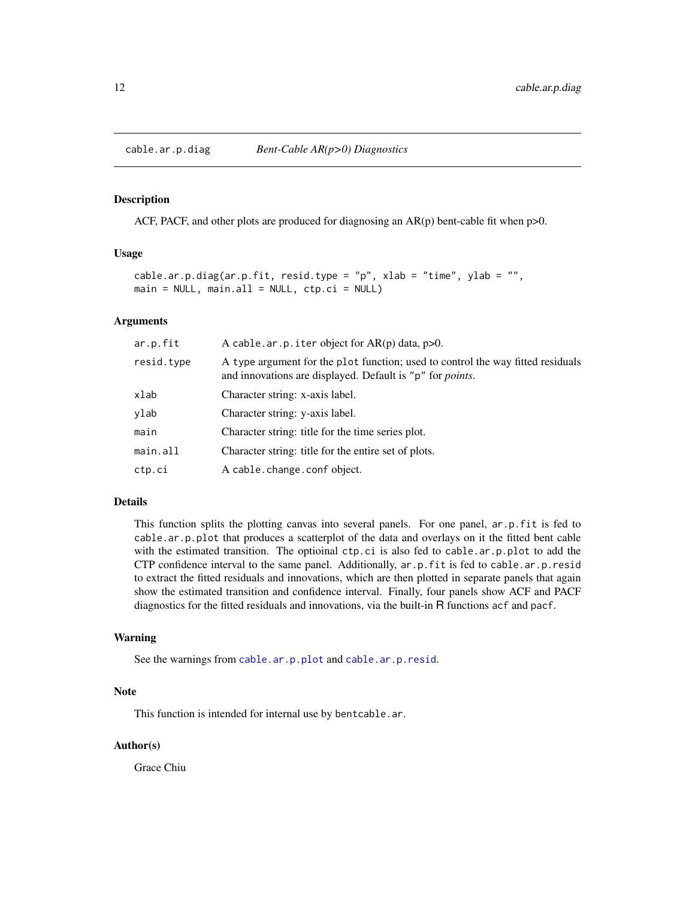# cable.ar.p.diag — *Bent-Cable AR(p>0) Diagnostics*

## Description

ACF, PACF, and other plots are produced for diagnosing an AR(p) bent-cable fit when p>0.

## Usage

```
cable.ar.p.diag(ar.p.fit, resid.type = "p", xlab = "time", ylab = "",
main = NULL, main.all = NULL, ctp.ci = NULL)
```

## Arguments

| | |
|---|---|
| `ar.p.fit` | A `cable.ar.p.iter` object for AR(p) data, p>0. |
| `resid.type` | A `type` argument for the `plot` function; used to control the way fitted residuals and innovations are displayed. Default is `"p"` for *points*. |
| `xlab` | Character string: x-axis label. |
| `ylab` | Character string: y-axis label. |
| `main` | Character string: title for the time series plot. |
| `main.all` | Character string: title for the entire set of plots. |
| `ctp.ci` | A `cable.change.conf` object. |

## Details

This function splits the plotting canvas into several panels. For one panel, `ar.p.fit` is fed to `cable.ar.p.plot` that produces a scatterplot of the data and overlays on it the fitted bent cable with the estimated transition. The optioinal `ctp.ci` is also fed to `cable.ar.p.plot` to add the CTP confidence interval to the same panel. Additionally, `ar.p.fit` is fed to `cable.ar.p.resid` to extract the fitted residuals and innovations, which are then plotted in separate panels that again show the estimated transition and confidence interval. Finally, four panels show ACF and PACF diagnostics for the fitted residuals and innovations, via the built-in R functions `acf` and `pacf`.

## Warning

See the warnings from `cable.ar.p.plot` and `cable.ar.p.resid`.

## Note

This function is intended for internal use by `bentcable.ar`.

## Author(s)

Grace Chiu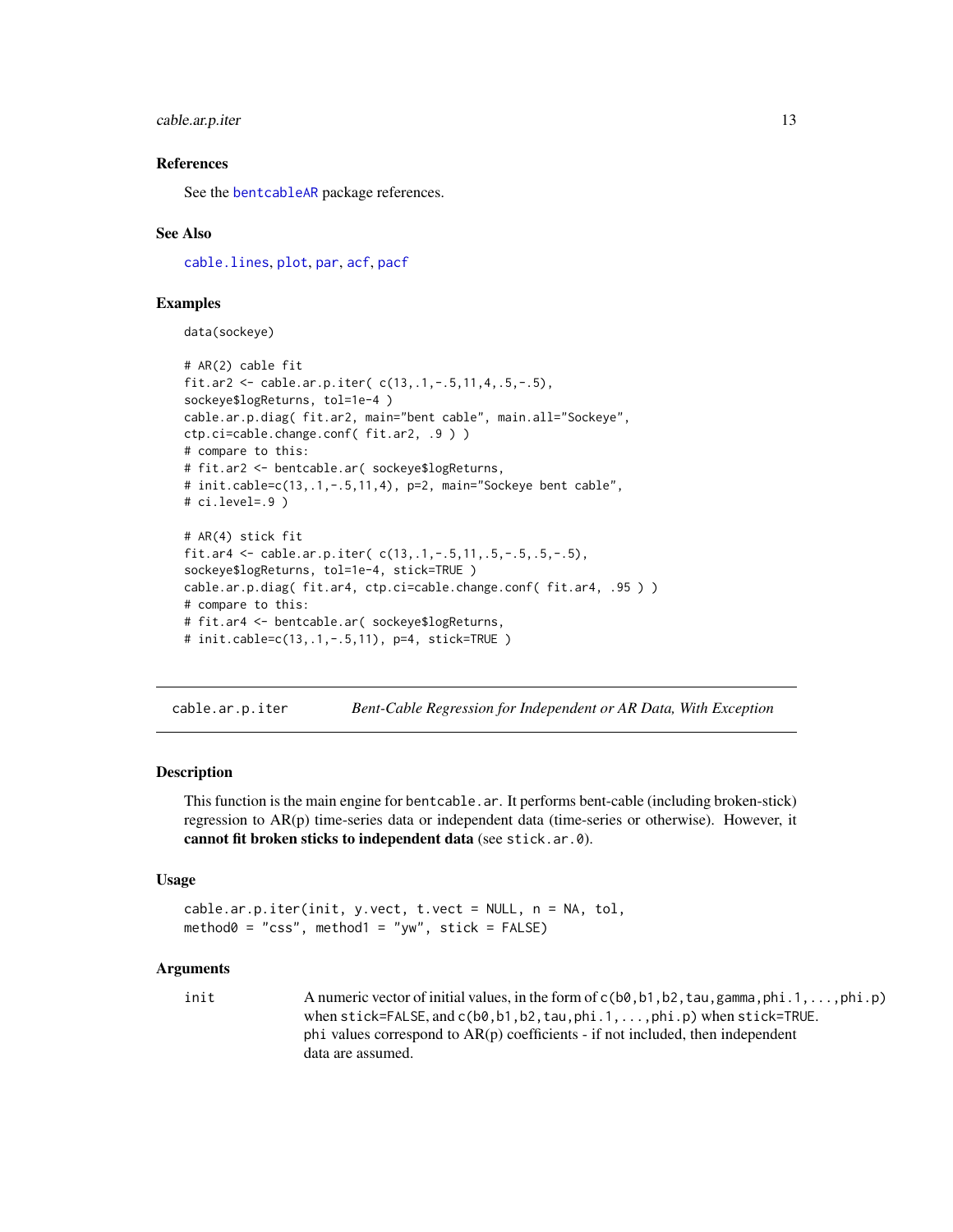### References

See the bentcableAR package references.

### See Also

cable.lines, plot, par, acf, pacf

### Examples

```
data(sockeye)

# AR(2) cable fit
fit.ar2 <- cable.ar.p.iter( c(13,.1,-.5,11,4,.5,-.5),
sockeye$logReturns, tol=1e-4 )
cable.ar.p.diag( fit.ar2, main="bent cable", main.all="Sockeye",
ctp.ci=cable.change.conf( fit.ar2, .9 ) )
# compare to this:
# fit.ar2 <- bentcable.ar( sockeye$logReturns,
# init.cable=c(13,.1,-.5,11,4), p=2, main="Sockeye bent cable",
# ci.level=.9 )

# AR(4) stick fit
fit.ar4 <- cable.ar.p.iter( c(13,.1,-.5,11,.5,-.5,.5,-.5),
sockeye$logReturns, tol=1e-4, stick=TRUE )
cable.ar.p.diag( fit.ar4, ctp.ci=cable.change.conf( fit.ar4, .95 ) )
# compare to this:
# fit.ar4 <- bentcable.ar( sockeye$logReturns,
# init.cable=c(13,.1,-.5,11), p=4, stick=TRUE )
```

---

## cable.ar.p.iter — *Bent-Cable Regression for Independent or AR Data, With Exception*

### Description

This function is the main engine for `bentcable.ar`. It performs bent-cable (including broken-stick) regression to AR(p) time-series data or independent data (time-series or otherwise). However, it **cannot fit broken sticks to independent data** (see `stick.ar.0`).

### Usage

```
cable.ar.p.iter(init, y.vect, t.vect = NULL, n = NA, tol,
method0 = "css", method1 = "yw", stick = FALSE)
```

### Arguments

| | |
|---|---|
| `init` | A numeric vector of initial values, in the form of `c(b0,b1,b2,tau,gamma,phi.1,...,phi.p)` when `stick=FALSE`, and `c(b0,b1,b2,tau,phi.1,...,phi.p)` when `stick=TRUE`. `phi` values correspond to AR(p) coefficients - if not included, then independent data are assumed. |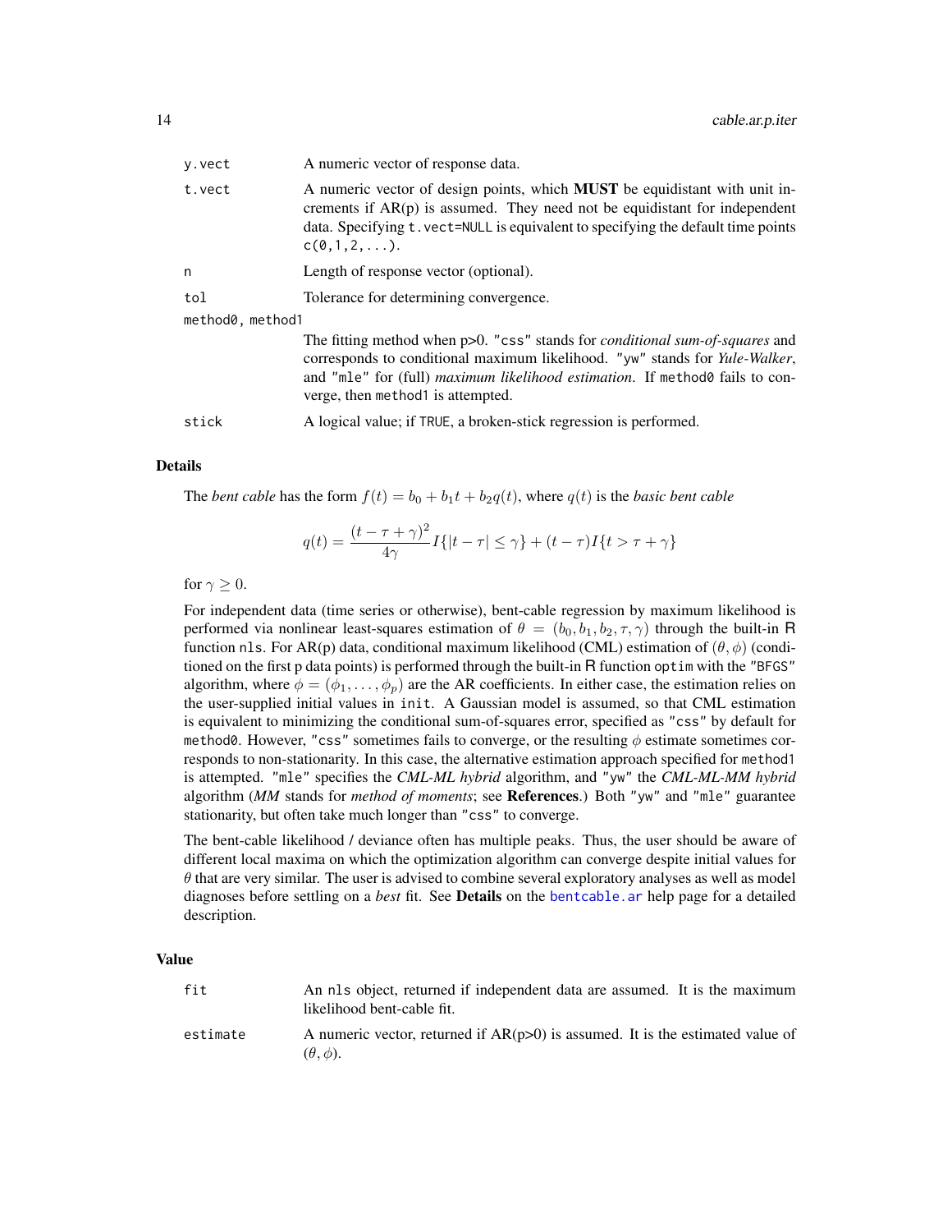| | |
|---|---|
| `y.vect` | A numeric vector of response data. |
| `t.vect` | A numeric vector of design points, which **MUST** be equidistant with unit increments if AR(p) is assumed. They need not be equidistant for independent data. Specifying `t.vect=NULL` is equivalent to specifying the default time points `c(0,1,2,...)`. |
| `n` | Length of response vector (optional). |
| `tol` | Tolerance for determining convergence. |
| `method0, method1` | The fitting method when p>0. `"css"` stands for *conditional sum-of-squares* and corresponds to conditional maximum likelihood. `"yw"` stands for *Yule-Walker*, and `"mle"` for (full) *maximum likelihood estimation*. If `method0` fails to converge, then `method1` is attempted. |
| `stick` | A logical value; if `TRUE`, a broken-stick regression is performed. |

## Details

The *bent cable* has the form $f(t) = b_0 + b_1 t + b_2 q(t)$, where $q(t)$ is the *basic bent cable*

$$q(t) = \frac{(t - \tau + \gamma)^2}{4\gamma} I\{|t - \tau| \leq \gamma\} + (t - \tau) I\{t > \tau + \gamma\}$$

for $\gamma \geq 0$.

For independent data (time series or otherwise), bent-cable regression by maximum likelihood is performed via nonlinear least-squares estimation of $\theta = (b_0, b_1, b_2, \tau, \gamma)$ through the built-in R function `nls`. For AR(p) data, conditional maximum likelihood (CML) estimation of $(\theta, \phi)$ (conditioned on the first p data points) is performed through the built-in R function `optim` with the `"BFGS"` algorithm, where $\phi = (\phi_1, \ldots, \phi_p)$ are the AR coefficients. In either case, the estimation relies on the user-supplied initial values in `init`. A Gaussian model is assumed, so that CML estimation is equivalent to minimizing the conditional sum-of-squares error, specified as `"css"` by default for `method0`. However, `"css"` sometimes fails to converge, or the resulting $\phi$ estimate sometimes corresponds to non-stationarity. In this case, the alternative estimation approach specified for `method1` is attempted. `"mle"` specifies the *CML-ML hybrid* algorithm, and `"yw"` the *CML-ML-MM hybrid* algorithm (*MM* stands for *method of moments*; see **References**.) Both `"yw"` and `"mle"` guarantee stationarity, but often take much longer than `"css"` to converge.

The bent-cable likelihood / deviance often has multiple peaks. Thus, the user should be aware of different local maxima on which the optimization algorithm can converge despite initial values for $\theta$ that are very similar. The user is advised to combine several exploratory analyses as well as model diagnoses before settling on a *best* fit. See **Details** on the `bentcable.ar` help page for a detailed description.

## Value

| | |
|---|---|
| `fit` | An `nls` object, returned if independent data are assumed. It is the maximum likelihood bent-cable fit. |
| `estimate` | A numeric vector, returned if AR(p>0) is assumed. It is the estimated value of $(\theta, \phi)$. |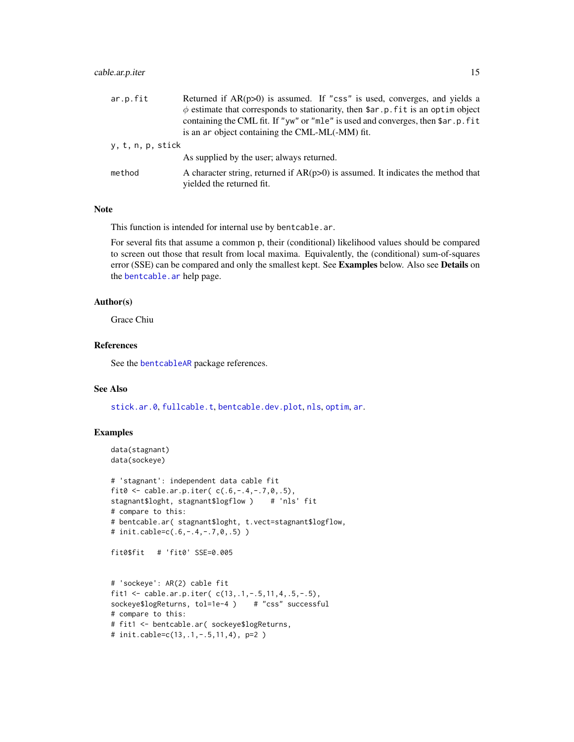ar.p.fit
: Returned if AR(p>0) is assumed. If `"css"` is used, converges, and yields a $\phi$ estimate that corresponds to stationarity, then `$ar.p.fit` is an `optim` object containing the CML fit. If `"yw"` or `"mle"` is used and converges, then `$ar.p.fit` is an `ar` object containing the CML-ML(-MM) fit.

y, t, n, p, stick
: As supplied by the user; always returned.

method
: A character string, returned if AR(p>0) is assumed. It indicates the method that yielded the returned fit.

### Note

This function is intended for internal use by `bentcable.ar`.

For several fits that assume a common p, their (conditional) likelihood values should be compared to screen out those that result from local maxima. Equivalently, the (conditional) sum-of-squares error (SSE) can be compared and only the smallest kept. See **Examples** below. Also see **Details** on the `bentcable.ar` help page.

### Author(s)

Grace Chiu

### References

See the bentcableAR package references.

### See Also

`stick.ar.0`, `fullcable.t`, `bentcable.dev.plot`, `nls`, `optim`, `ar`.

### Examples

```
data(stagnant)
data(sockeye)

# 'stagnant': independent data cable fit
fit0 <- cable.ar.p.iter( c(.6,-.4,-.7,0,.5),
stagnant$loght, stagnant$logflow )    # 'nls' fit
# compare to this:
# bentcable.ar( stagnant$loght, t.vect=stagnant$logflow,
# init.cable=c(.6,-.4,-.7,0,.5) )

fit0$fit   # 'fit0' SSE=0.005


# 'sockeye': AR(2) cable fit
fit1 <- cable.ar.p.iter( c(13,.1,-.5,11,4,.5,-.5),
sockeye$logReturns, tol=1e-4 )    # "css" successful
# compare to this:
# fit1 <- bentcable.ar( sockeye$logReturns,
# init.cable=c(13,.1,-.5,11,4), p=2 )
```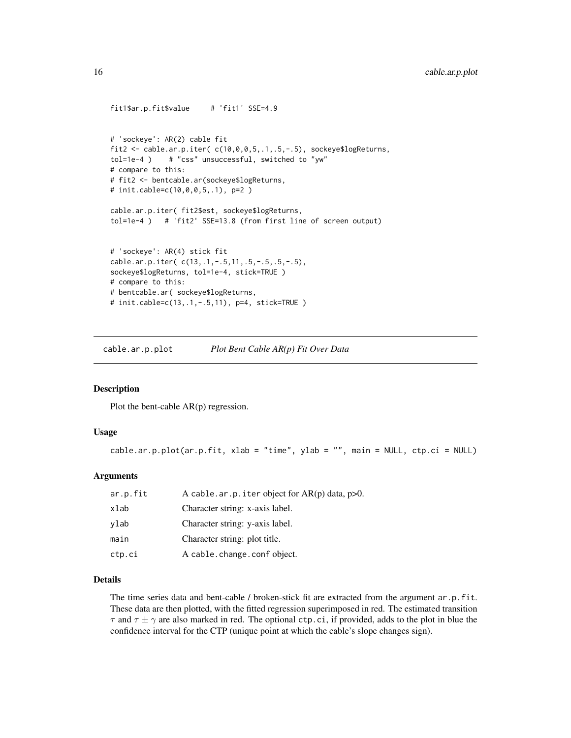```
fit1$ar.p.fit$value     # 'fit1' SSE=4.9


# 'sockeye': AR(2) cable fit
fit2 <- cable.ar.p.iter( c(10,0,0,5,.1,.5,-.5), sockeye$logReturns,
tol=1e-4 )    # "css" unsuccessful, switched to "yw"
# compare to this:
# fit2 <- bentcable.ar(sockeye$logReturns,
# init.cable=c(10,0,0,5,.1), p=2 )

cable.ar.p.iter( fit2$est, sockeye$logReturns,
tol=1e-4 )   # 'fit2' SSE=13.8 (from first line of screen output)


# 'sockeye': AR(4) stick fit
cable.ar.p.iter( c(13,.1,-.5,11,.5,-.5,.5,-.5),
sockeye$logReturns, tol=1e-4, stick=TRUE )
# compare to this:
# bentcable.ar( sockeye$logReturns,
# init.cable=c(13,.1,-.5,11), p=4, stick=TRUE )
```

## cable.ar.p.plot — *Plot Bent Cable AR(p) Fit Over Data*

### Description

Plot the bent-cable AR(p) regression.

### Usage

```
cable.ar.p.plot(ar.p.fit, xlab = "time", ylab = "", main = NULL, ctp.ci = NULL)
```

### Arguments

| | |
|---|---|
| ar.p.fit | A `cable.ar.p.iter` object for AR(p) data, p>0. |
| xlab | Character string: x-axis label. |
| ylab | Character string: y-axis label. |
| main | Character string: plot title. |
| ctp.ci | A `cable.change.conf` object. |

### Details

The time series data and bent-cable / broken-stick fit are extracted from the argument `ar.p.fit`. These data are then plotted, with the fitted regression superimposed in red. The estimated transition $\tau$ and $\tau \pm \gamma$ are also marked in red. The optional `ctp.ci`, if provided, adds to the plot in blue the confidence interval for the CTP (unique point at which the cable's slope changes sign).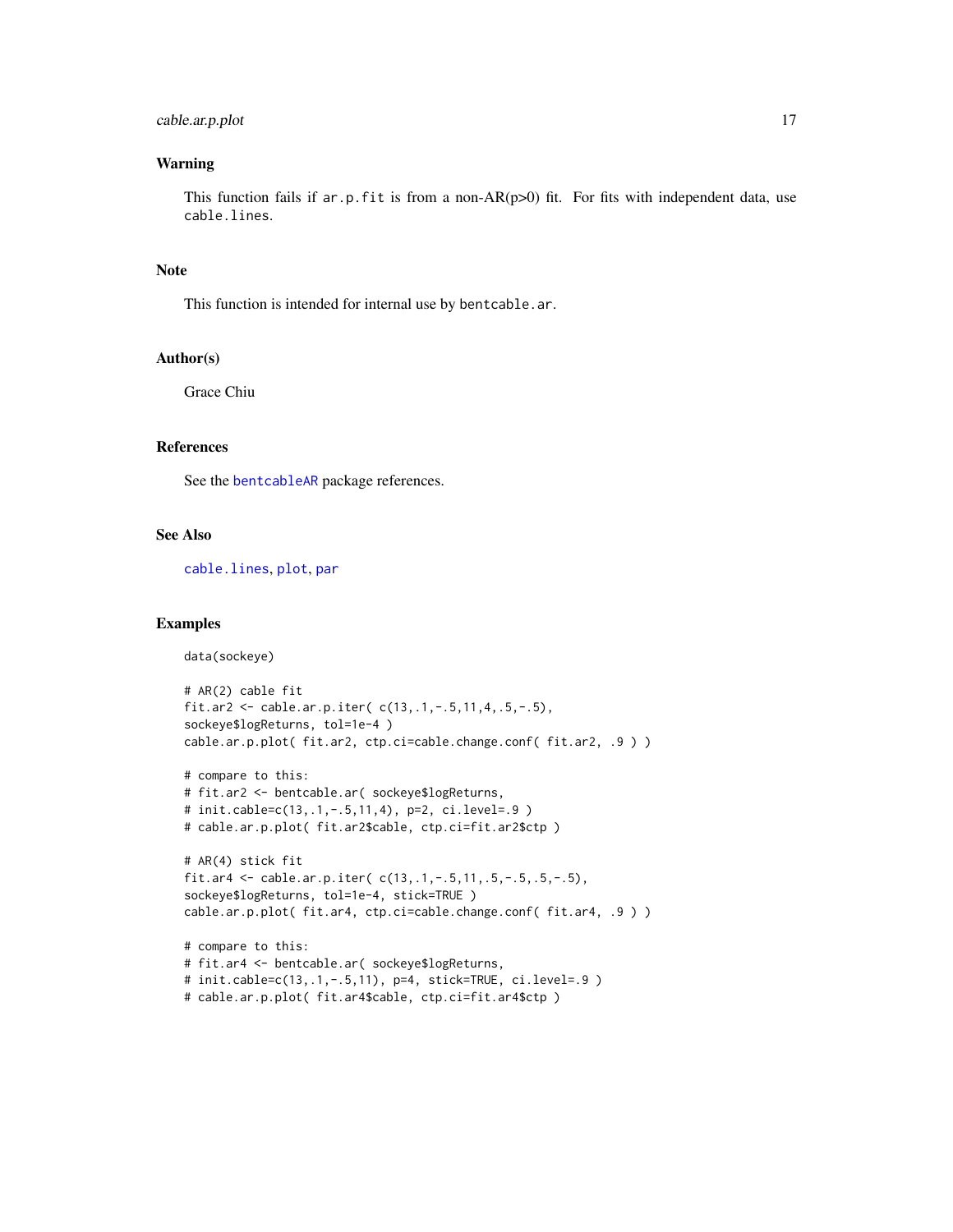### Warning

This function fails if `ar.p.fit` is from a non-AR(p>0) fit. For fits with independent data, use `cable.lines`.

### Note

This function is intended for internal use by `bentcable.ar`.

### Author(s)

Grace Chiu

### References

See the bentcableAR package references.

### See Also

`cable.lines`, `plot`, `par`

### Examples

```
data(sockeye)

# AR(2) cable fit
fit.ar2 <- cable.ar.p.iter( c(13,.1,-.5,11,4,.5,-.5),
sockeye$logReturns, tol=1e-4 )
cable.ar.p.plot( fit.ar2, ctp.ci=cable.change.conf( fit.ar2, .9 ) )

# compare to this:
# fit.ar2 <- bentcable.ar( sockeye$logReturns,
# init.cable=c(13,.1,-.5,11,4), p=2, ci.level=.9 )
# cable.ar.p.plot( fit.ar2$cable, ctp.ci=fit.ar2$ctp )

# AR(4) stick fit
fit.ar4 <- cable.ar.p.iter( c(13,.1,-.5,11,.5,-.5,.5,-.5),
sockeye$logReturns, tol=1e-4, stick=TRUE )
cable.ar.p.plot( fit.ar4, ctp.ci=cable.change.conf( fit.ar4, .9 ) )

# compare to this:
# fit.ar4 <- bentcable.ar( sockeye$logReturns,
# init.cable=c(13,.1,-.5,11), p=4, stick=TRUE, ci.level=.9 )
# cable.ar.p.plot( fit.ar4$cable, ctp.ci=fit.ar4$ctp )
```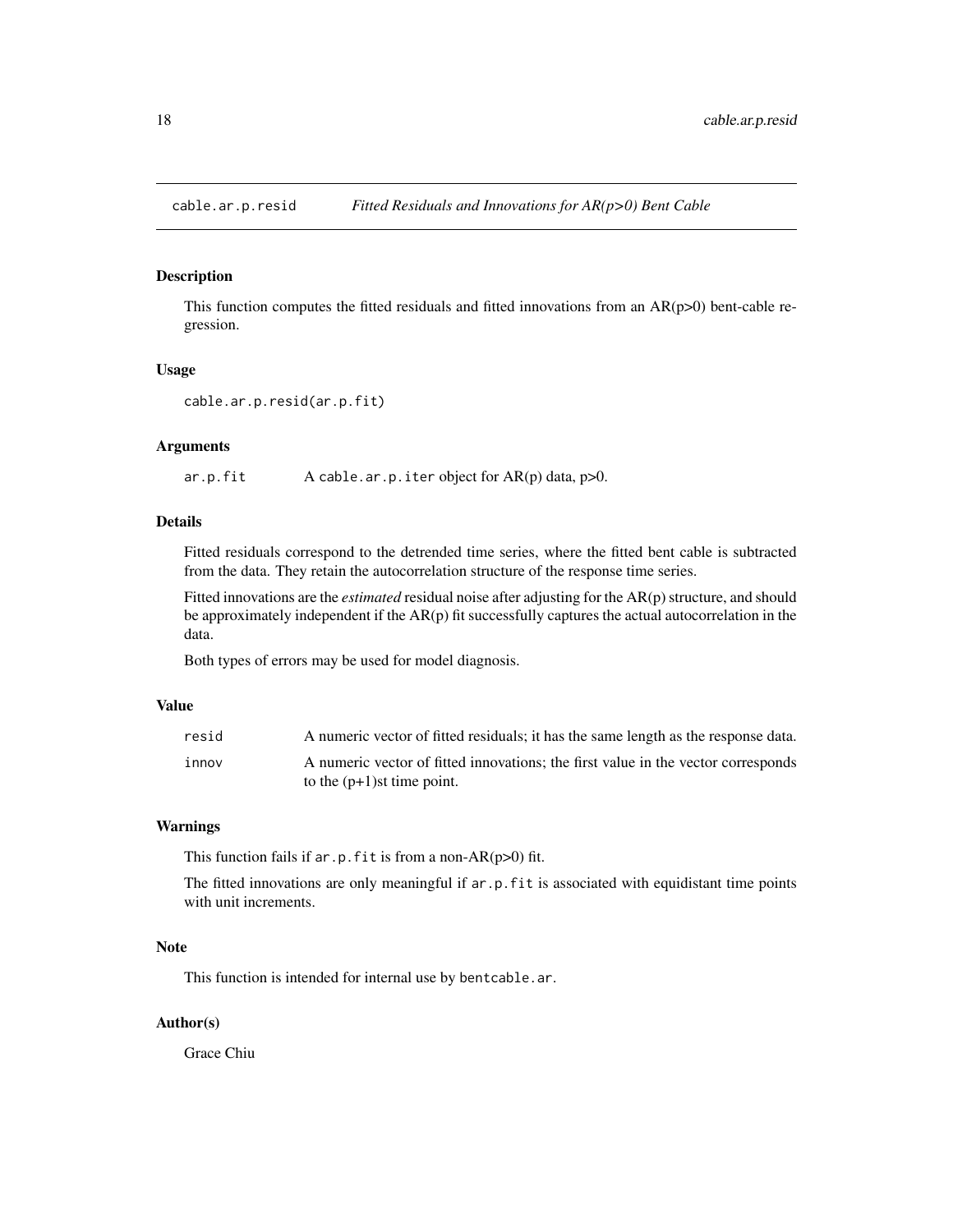cable.ar.p.resid *Fitted Residuals and Innovations for AR(p>0) Bent Cable*

## Description

This function computes the fitted residuals and fitted innovations from an AR(p>0) bent-cable regression.

## Usage

```
cable.ar.p.resid(ar.p.fit)
```

## Arguments

| | |
|---|---|
| ar.p.fit | A cable.ar.p.iter object for AR(p) data, p>0. |

## Details

Fitted residuals correspond to the detrended time series, where the fitted bent cable is subtracted from the data. They retain the autocorrelation structure of the response time series.

Fitted innovations are the *estimated* residual noise after adjusting for the AR(p) structure, and should be approximately independent if the AR(p) fit successfully captures the actual autocorrelation in the data.

Both types of errors may be used for model diagnosis.

## Value

| | |
|---|---|
| resid | A numeric vector of fitted residuals; it has the same length as the response data. |
| innov | A numeric vector of fitted innovations; the first value in the vector corresponds to the (p+1)st time point. |

## Warnings

This function fails if ar.p.fit is from a non-AR(p>0) fit.

The fitted innovations are only meaningful if ar.p.fit is associated with equidistant time points with unit increments.

## Note

This function is intended for internal use by bentcable.ar.

## Author(s)

Grace Chiu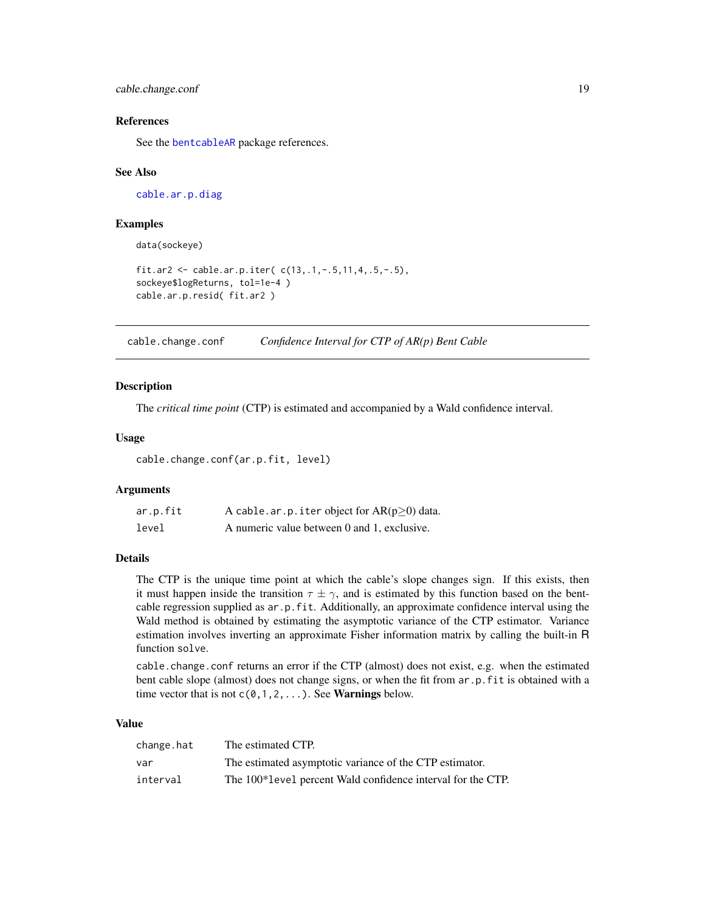### References

See the bentcableAR package references.

### See Also

cable.ar.p.diag

### Examples

```
data(sockeye)

fit.ar2 <- cable.ar.p.iter( c(13,.1,-.5,11,4,.5,-.5),
sockeye$logReturns, tol=1e-4 )
cable.ar.p.resid( fit.ar2 )
```

---

## cable.change.conf — *Confidence Interval for CTP of AR(p) Bent Cable*

### Description

The *critical time point* (CTP) is estimated and accompanied by a Wald confidence interval.

### Usage

```
cable.change.conf(ar.p.fit, level)
```

### Arguments

| | |
|---|---|
| ar.p.fit | A cable.ar.p.iter object for AR($p \geq 0$) data. |
| level | A numeric value between 0 and 1, exclusive. |

### Details

The CTP is the unique time point at which the cable's slope changes sign. If this exists, then it must happen inside the transition $\tau \pm \gamma$, and is estimated by this function based on the bent-cable regression supplied as `ar.p.fit`. Additionally, an approximate confidence interval using the Wald method is obtained by estimating the asymptotic variance of the CTP estimator. Variance estimation involves inverting an approximate Fisher information matrix by calling the built-in R function `solve`.

`cable.change.conf` returns an error if the CTP (almost) does not exist, e.g. when the estimated bent cable slope (almost) does not change signs, or when the fit from `ar.p.fit` is obtained with a time vector that is not `c(0,1,2,...)`. See **Warnings** below.

### Value

| | |
|---|---|
| change.hat | The estimated CTP. |
| var | The estimated asymptotic variance of the CTP estimator. |
| interval | The 100*`level` percent Wald confidence interval for the CTP. |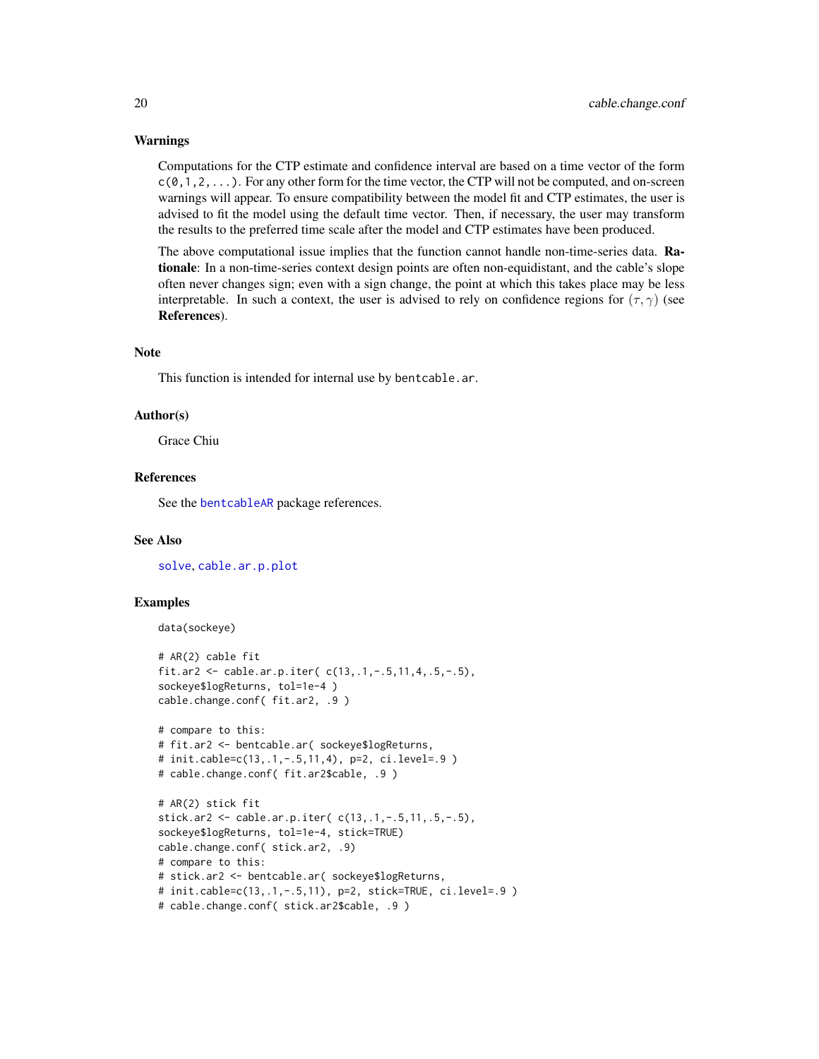### Warnings

Computations for the CTP estimate and confidence interval are based on a time vector of the form `c(0,1,2,...)`. For any other form for the time vector, the CTP will not be computed, and on-screen warnings will appear. To ensure compatibility between the model fit and CTP estimates, the user is advised to fit the model using the default time vector. Then, if necessary, the user may transform the results to the preferred time scale after the model and CTP estimates have been produced.

The above computational issue implies that the function cannot handle non-time-series data. **Rationale**: In a non-time-series context design points are often non-equidistant, and the cable's slope often never changes sign; even with a sign change, the point at which this takes place may be less interpretable. In such a context, the user is advised to rely on confidence regions for $(\tau, \gamma)$ (see **References**).

### Note

This function is intended for internal use by `bentcable.ar`.

### Author(s)

Grace Chiu

### References

See the bentcableAR package references.

### See Also

`solve`, `cable.ar.p.plot`

### Examples

```
data(sockeye)

# AR(2) cable fit
fit.ar2 <- cable.ar.p.iter( c(13,.1,-.5,11,4,.5,-.5),
sockeye$logReturns, tol=1e-4 )
cable.change.conf( fit.ar2, .9 )

# compare to this:
# fit.ar2 <- bentcable.ar( sockeye$logReturns,
# init.cable=c(13,.1,-.5,11,4), p=2, ci.level=.9 )
# cable.change.conf( fit.ar2$cable, .9 )

# AR(2) stick fit
stick.ar2 <- cable.ar.p.iter( c(13,.1,-.5,11,.5,-.5),
sockeye$logReturns, tol=1e-4, stick=TRUE)
cable.change.conf( stick.ar2, .9)
# compare to this:
# stick.ar2 <- bentcable.ar( sockeye$logReturns,
# init.cable=c(13,.1,-.5,11), p=2, stick=TRUE, ci.level=.9 )
# cable.change.conf( stick.ar2$cable, .9 )
```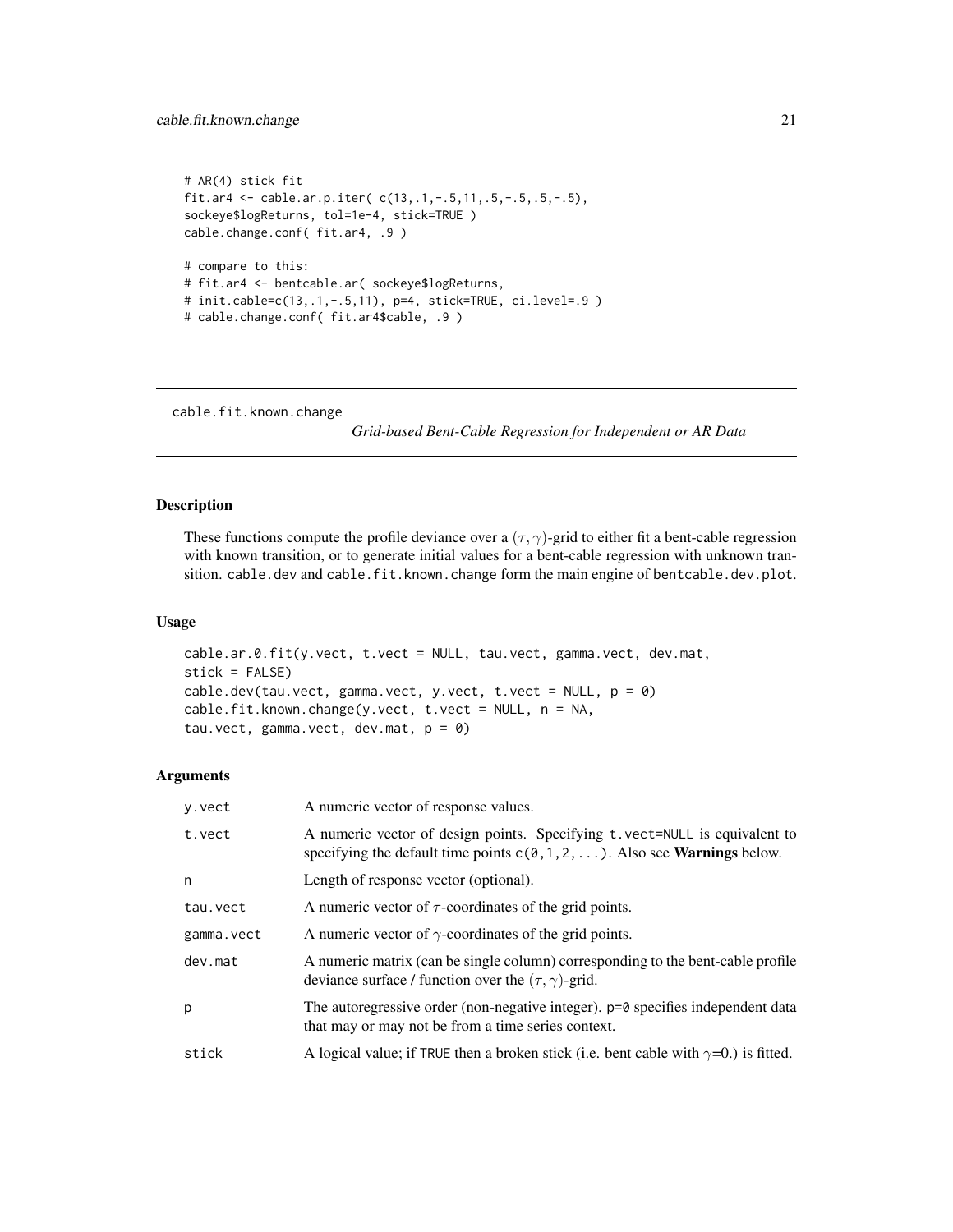```
# AR(4) stick fit
fit.ar4 <- cable.ar.p.iter( c(13,.1,-.5,11,.5,-.5,.5,-.5),
sockeye$logReturns, tol=1e-4, stick=TRUE )
cable.change.conf( fit.ar4, .9 )

# compare to this:
# fit.ar4 <- bentcable.ar( sockeye$logReturns,
# init.cable=c(13,.1,-.5,11), p=4, stick=TRUE, ci.level=.9 )
# cable.change.conf( fit.ar4$cable, .9 )
```

---

## cable.fit.known.change

*Grid-based Bent-Cable Regression for Independent or AR Data*

---

### Description

These functions compute the profile deviance over a $(\tau, \gamma)$-grid to either fit a bent-cable regression with known transition, or to generate initial values for a bent-cable regression with unknown transition. `cable.dev` and `cable.fit.known.change` form the main engine of `bentcable.dev.plot`.

### Usage

```
cable.ar.0.fit(y.vect, t.vect = NULL, tau.vect, gamma.vect, dev.mat,
stick = FALSE)
cable.dev(tau.vect, gamma.vect, y.vect, t.vect = NULL, p = 0)
cable.fit.known.change(y.vect, t.vect = NULL, n = NA,
tau.vect, gamma.vect, dev.mat, p = 0)
```

### Arguments

| | |
|---|---|
| `y.vect` | A numeric vector of response values. |
| `t.vect` | A numeric vector of design points. Specifying `t.vect=NULL` is equivalent to specifying the default time points `c(0,1,2,...)`. Also see **Warnings** below. |
| `n` | Length of response vector (optional). |
| `tau.vect` | A numeric vector of $\tau$-coordinates of the grid points. |
| `gamma.vect` | A numeric vector of $\gamma$-coordinates of the grid points. |
| `dev.mat` | A numeric matrix (can be single column) corresponding to the bent-cable profile deviance surface / function over the $(\tau, \gamma)$-grid. |
| `p` | The autoregressive order (non-negative integer). `p=0` specifies independent data that may or may not be from a time series context. |
| `stick` | A logical value; if `TRUE` then a broken stick (i.e. bent cable with $\gamma$=0.) is fitted. |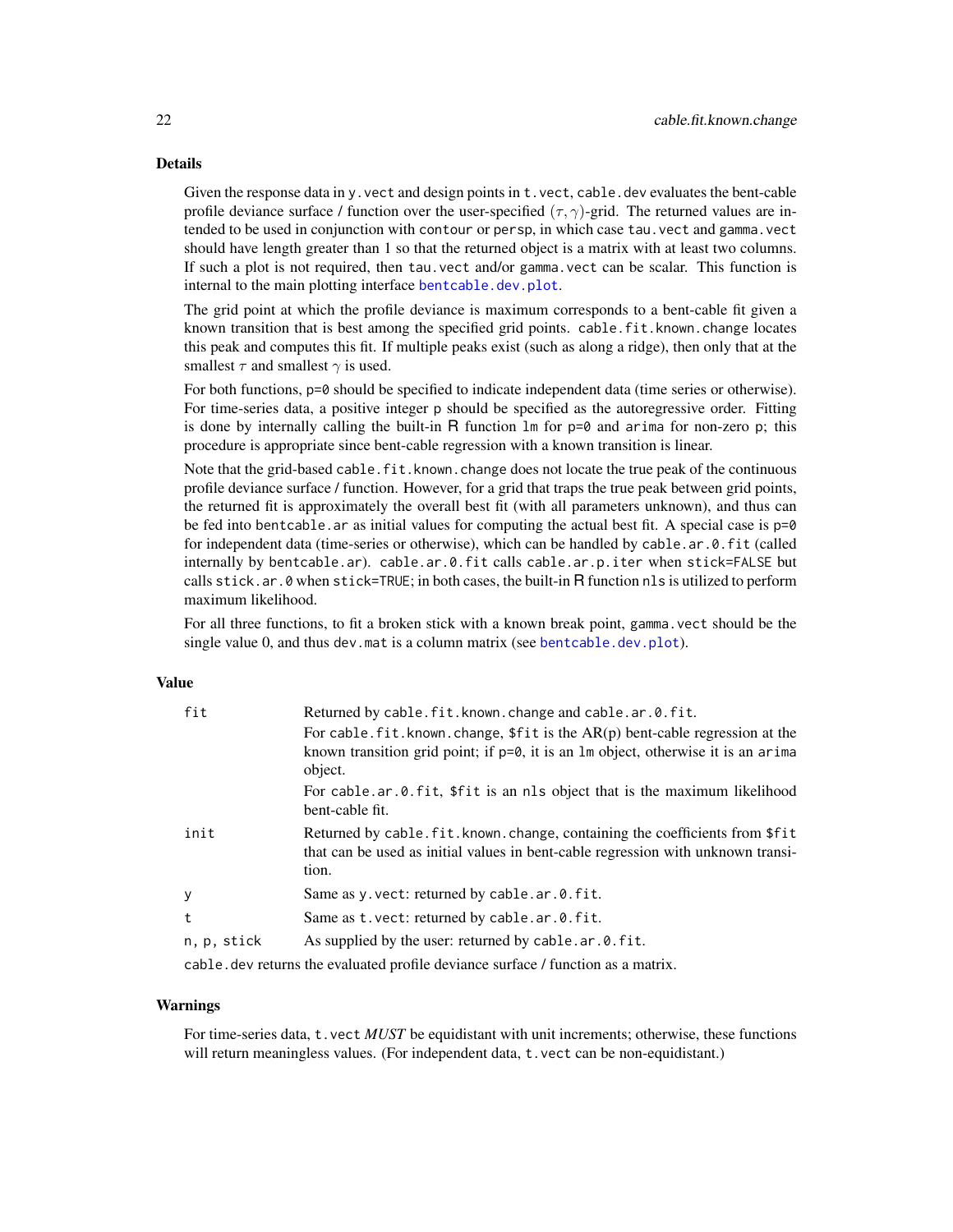## Details

Given the response data in `y.vect` and design points in `t.vect`, `cable.dev` evaluates the bent-cable profile deviance surface / function over the user-specified $(\tau, \gamma)$-grid. The returned values are intended to be used in conjunction with `contour` or `persp`, in which case `tau.vect` and `gamma.vect` should have length greater than 1 so that the returned object is a matrix with at least two columns. If such a plot is not required, then `tau.vect` and/or `gamma.vect` can be scalar. This function is internal to the main plotting interface `bentcable.dev.plot`.

The grid point at which the profile deviance is maximum corresponds to a bent-cable fit given a known transition that is best among the specified grid points. `cable.fit.known.change` locates this peak and computes this fit. If multiple peaks exist (such as along a ridge), then only that at the smallest $\tau$ and smallest $\gamma$ is used.

For both functions, `p=0` should be specified to indicate independent data (time series or otherwise). For time-series data, a positive integer `p` should be specified as the autoregressive order. Fitting is done by internally calling the built-in R function `lm` for `p=0` and `arima` for non-zero `p`; this procedure is appropriate since bent-cable regression with a known transition is linear.

Note that the grid-based `cable.fit.known.change` does not locate the true peak of the continuous profile deviance surface / function. However, for a grid that traps the true peak between grid points, the returned fit is approximately the overall best fit (with all parameters unknown), and thus can be fed into `bentcable.ar` as initial values for computing the actual best fit. A special case is `p=0` for independent data (time-series or otherwise), which can be handled by `cable.ar.0.fit` (called internally by `bentcable.ar`). `cable.ar.0.fit` calls `cable.ar.p.iter` when `stick=FALSE` but calls `stick.ar.0` when `stick=TRUE`; in both cases, the built-in R function `nls` is utilized to perform maximum likelihood.

For all three functions, to fit a broken stick with a known break point, `gamma.vect` should be the single value 0, and thus `dev.mat` is a column matrix (see `bentcable.dev.plot`).

## Value

| | |
|---|---|
| `fit` | Returned by `cable.fit.known.change` and `cable.ar.0.fit`. For `cable.fit.known.change`, `$fit` is the AR(p) bent-cable regression at the known transition grid point; if `p=0`, it is an `lm` object, otherwise it is an `arima` object. For `cable.ar.0.fit`, `$fit` is an `nls` object that is the maximum likelihood bent-cable fit. |
| `init` | Returned by `cable.fit.known.change`, containing the coefficients from `$fit` that can be used as initial values in bent-cable regression with unknown transition. |
| `y` | Same as `y.vect`: returned by `cable.ar.0.fit`. |
| `t` | Same as `t.vect`: returned by `cable.ar.0.fit`. |
| `n, p, stick` | As supplied by the user: returned by `cable.ar.0.fit`. |

`cable.dev` returns the evaluated profile deviance surface / function as a matrix.

## Warnings

For time-series data, `t.vect` *MUST* be equidistant with unit increments; otherwise, these functions will return meaningless values. (For independent data, `t.vect` can be non-equidistant.)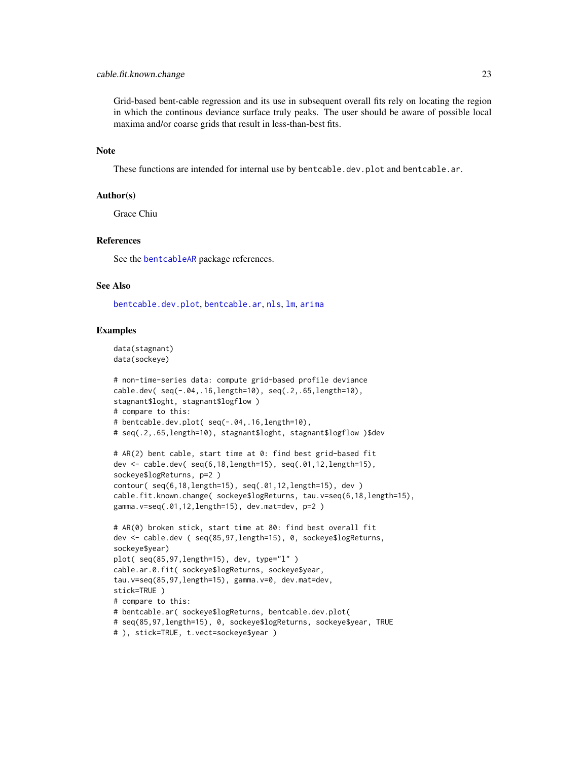Grid-based bent-cable regression and its use in subsequent overall fits rely on locating the region in which the continous deviance surface truly peaks. The user should be aware of possible local maxima and/or coarse grids that result in less-than-best fits.

## Note

These functions are intended for internal use by `bentcable.dev.plot` and `bentcable.ar`.

## Author(s)

Grace Chiu

## References

See the bentcableAR package references.

## See Also

`bentcable.dev.plot`, `bentcable.ar`, `nls`, `lm`, `arima`

## Examples

```
data(stagnant)
data(sockeye)

# non-time-series data: compute grid-based profile deviance
cable.dev( seq(-.04,.16,length=10), seq(.2,.65,length=10),
stagnant$loght, stagnant$logflow )
# compare to this:
# bentcable.dev.plot( seq(-.04,.16,length=10),
# seq(.2,.65,length=10), stagnant$loght, stagnant$logflow )$dev

# AR(2) bent cable, start time at 0: find best grid-based fit
dev <- cable.dev( seq(6,18,length=15), seq(.01,12,length=15),
sockeye$logReturns, p=2 )
contour( seq(6,18,length=15), seq(.01,12,length=15), dev )
cable.fit.known.change( sockeye$logReturns, tau.v=seq(6,18,length=15),
gamma.v=seq(.01,12,length=15), dev.mat=dev, p=2 )

# AR(0) broken stick, start time at 80: find best overall fit
dev <- cable.dev ( seq(85,97,length=15), 0, sockeye$logReturns,
sockeye$year)
plot( seq(85,97,length=15), dev, type="l" )
cable.ar.0.fit( sockeye$logReturns, sockeye$year,
tau.v=seq(85,97,length=15), gamma.v=0, dev.mat=dev,
stick=TRUE )
# compare to this:
# bentcable.ar( sockeye$logReturns, bentcable.dev.plot(
# seq(85,97,length=15), 0, sockeye$logReturns, sockeye$year, TRUE
# ), stick=TRUE, t.vect=sockeye$year )
```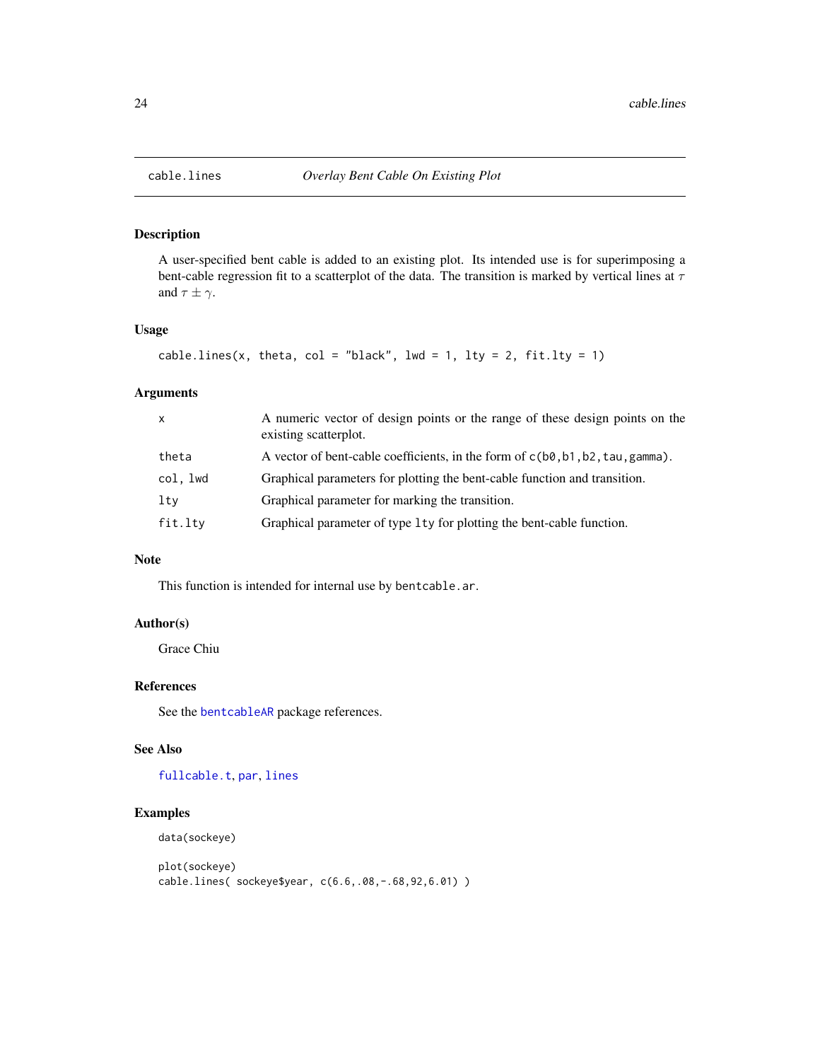# cable.lines *Overlay Bent Cable On Existing Plot*

## Description

A user-specified bent cable is added to an existing plot. Its intended use is for superimposing a bent-cable regression fit to a scatterplot of the data. The transition is marked by vertical lines at $\tau$ and $\tau \pm \gamma$.

## Usage

```
cable.lines(x, theta, col = "black", lwd = 1, lty = 2, fit.lty = 1)
```

## Arguments

| | |
|---|---|
| `x` | A numeric vector of design points or the range of these design points on the existing scatterplot. |
| `theta` | A vector of bent-cable coefficients, in the form of `c(b0,b1,b2,tau,gamma)`. |
| `col, lwd` | Graphical parameters for plotting the bent-cable function and transition. |
| `lty` | Graphical parameter for marking the transition. |
| `fit.lty` | Graphical parameter of type `lty` for plotting the bent-cable function. |

## Note

This function is intended for internal use by `bentcable.ar`.

## Author(s)

Grace Chiu

## References

See the bentcableAR package references.

## See Also

fullcable.t, par, lines

## Examples

```
data(sockeye)

plot(sockeye)
cable.lines( sockeye$year, c(6.6,.08,-.68,92,6.01) )
```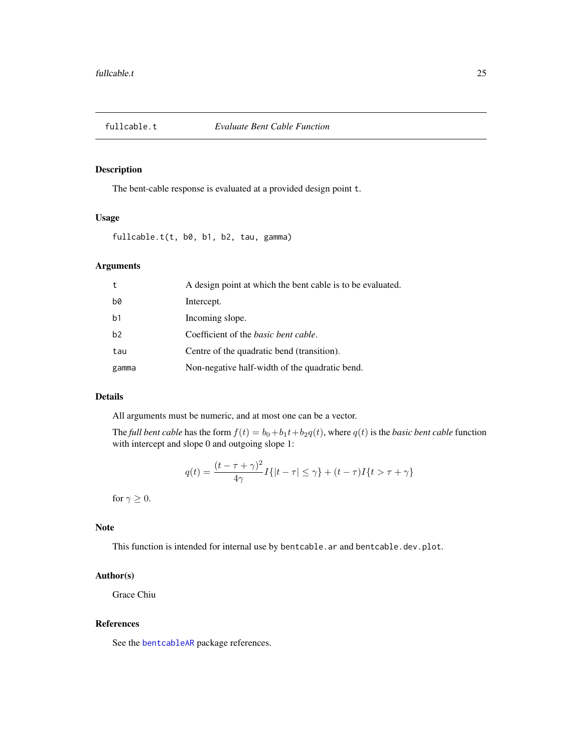## fullcable.t — *Evaluate Bent Cable Function*

### Description

The bent-cable response is evaluated at a provided design point `t`.

### Usage

```
fullcable.t(t, b0, b1, b2, tau, gamma)
```

### Arguments

| | |
|---|---|
| `t` | A design point at which the bent cable is to be evaluated. |
| `b0` | Intercept. |
| `b1` | Incoming slope. |
| `b2` | Coefficient of the *basic bent cable*. |
| `tau` | Centre of the quadratic bend (transition). |
| `gamma` | Non-negative half-width of the quadratic bend. |

### Details

All arguments must be numeric, and at most one can be a vector.

The *full bent cable* has the form $f(t) = b_0 + b_1 t + b_2 q(t)$, where $q(t)$ is the *basic bent cable* function with intercept and slope 0 and outgoing slope 1:

$$q(t) = \frac{(t - \tau + \gamma)^2}{4\gamma} I\{|t - \tau| \leq \gamma\} + (t - \tau) I\{t > \tau + \gamma\}$$

for $\gamma \geq 0$.

### Note

This function is intended for internal use by `bentcable.ar` and `bentcable.dev.plot`.

### Author(s)

Grace Chiu

### References

See the `bentcableAR` package references.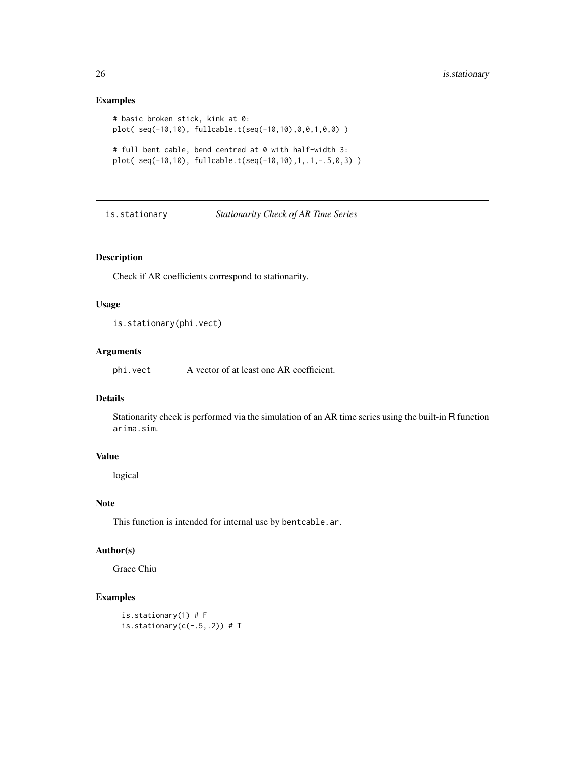## Examples

```
# basic broken stick, kink at 0:
plot( seq(-10,10), fullcable.t(seq(-10,10),0,0,1,0,0) )

# full bent cable, bend centred at 0 with half-width 3:
plot( seq(-10,10), fullcable.t(seq(-10,10),1,.1,-.5,0,3) )
```

---

# is.stationary    *Stationarity Check of AR Time Series*

---

## Description

Check if AR coefficients correspond to stationarity.

## Usage

```
is.stationary(phi.vect)
```

## Arguments

| | |
|---|---|
| phi.vect | A vector of at least one AR coefficient. |

## Details

Stationarity check is performed via the simulation of an AR time series using the built-in R function `arima.sim`.

## Value

logical

## Note

This function is intended for internal use by `bentcable.ar`.

## Author(s)

Grace Chiu

## Examples

```
is.stationary(1) # F
is.stationary(c(-.5,.2)) # T
```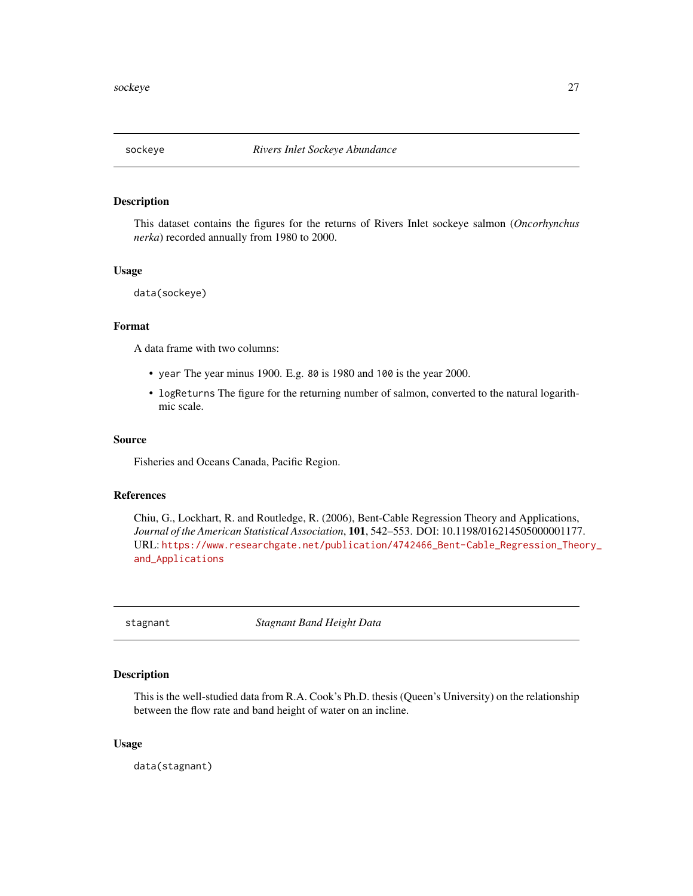## sockeye *Rivers Inlet Sockeye Abundance*

### Description

This dataset contains the figures for the returns of Rivers Inlet sockeye salmon (*Oncorhynchus nerka*) recorded annually from 1980 to 2000.

### Usage

```
data(sockeye)
```

### Format

A data frame with two columns:

- `year` The year minus 1900. E.g. `80` is 1980 and `100` is the year 2000.
- `logReturns` The figure for the returning number of salmon, converted to the natural logarithmic scale.

### Source

Fisheries and Oceans Canada, Pacific Region.

### References

Chiu, G., Lockhart, R. and Routledge, R. (2006), Bent-Cable Regression Theory and Applications, *Journal of the American Statistical Association*, **101**, 542–553. DOI: 10.1198/016214505000001177. URL: https://www.researchgate.net/publication/4742466_Bent-Cable_Regression_Theory_and_Applications

## stagnant *Stagnant Band Height Data*

### Description

This is the well-studied data from R.A. Cook's Ph.D. thesis (Queen's University) on the relationship between the flow rate and band height of water on an incline.

### Usage

```
data(stagnant)
```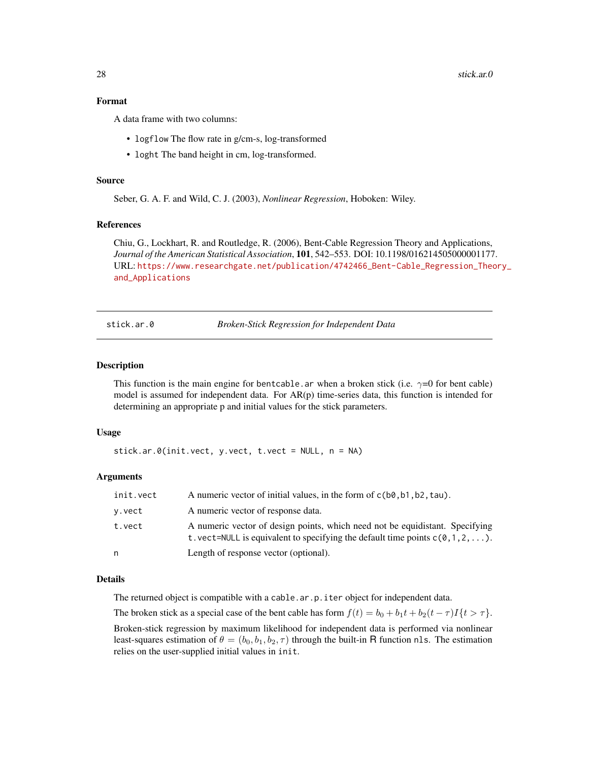### Format

A data frame with two columns:

- `logflow` The flow rate in g/cm-s, log-transformed
- `loght` The band height in cm, log-transformed.

### Source

Seber, G. A. F. and Wild, C. J. (2003), *Nonlinear Regression*, Hoboken: Wiley.

### References

Chiu, G., Lockhart, R. and Routledge, R. (2006), Bent-Cable Regression Theory and Applications, *Journal of the American Statistical Association*, **101**, 542–553. DOI: 10.1198/016214505000001177. URL: https://www.researchgate.net/publication/4742466_Bent-Cable_Regression_Theory_and_Applications

---

## stick.ar.0 — *Broken-Stick Regression for Independent Data*

### Description

This function is the main engine for `bentcable.ar` when a broken stick (i.e. $\gamma$=0 for bent cable) model is assumed for independent data. For AR(p) time-series data, this function is intended for determining an appropriate p and initial values for the stick parameters.

### Usage

```
stick.ar.0(init.vect, y.vect, t.vect = NULL, n = NA)
```

### Arguments

| | |
|---|---|
| `init.vect` | A numeric vector of initial values, in the form of `c(b0,b1,b2,tau)`. |
| `y.vect` | A numeric vector of response data. |
| `t.vect` | A numeric vector of design points, which need not be equidistant. Specifying `t.vect=NULL` is equivalent to specifying the default time points `c(0,1,2,...)`. |
| `n` | Length of response vector (optional). |

### Details

The returned object is compatible with a `cable.ar.p.iter` object for independent data.

The broken stick as a special case of the bent cable has form $f(t) = b_0 + b_1 t + b_2(t - \tau)I\{t > \tau\}$.

Broken-stick regression by maximum likelihood for independent data is performed via nonlinear least-squares estimation of $\theta = (b_0, b_1, b_2, \tau)$ through the built-in R function `nls`. The estimation relies on the user-supplied initial values in `init`.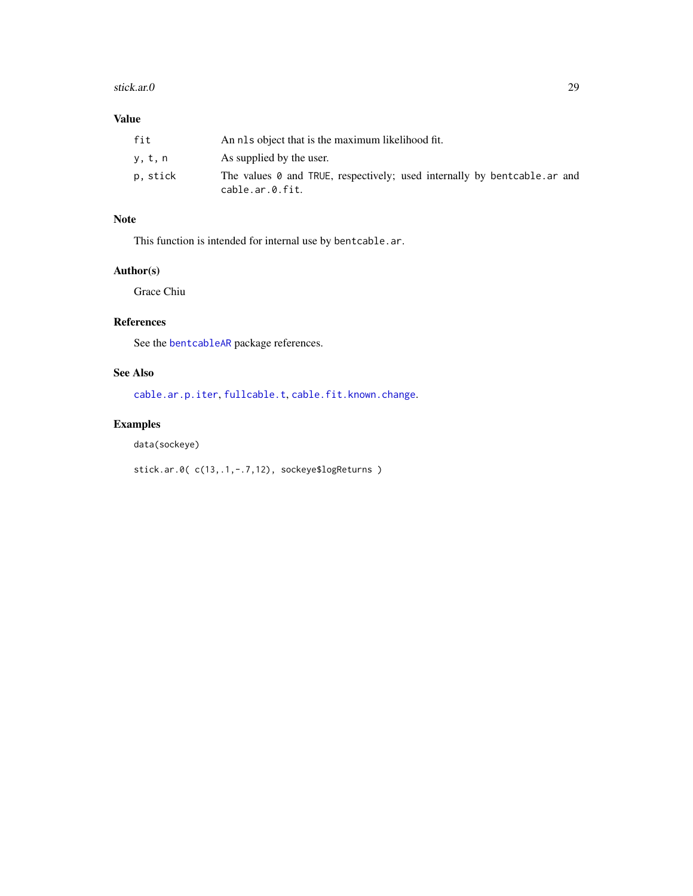## Value

| | |
|---|---|
| `fit` | An `nls` object that is the maximum likelihood fit. |
| `y, t, n` | As supplied by the user. |
| `p, stick` | The values `0` and `TRUE`, respectively; used internally by `bentcable.ar` and `cable.ar.0.fit`. |

## Note

This function is intended for internal use by `bentcable.ar`.

## Author(s)

Grace Chiu

## References

See the `bentcableAR` package references.

## See Also

`cable.ar.p.iter`, `fullcable.t`, `cable.fit.known.change`.

## Examples

```
data(sockeye)

stick.ar.0( c(13,.1,-.7,12), sockeye$logReturns )
```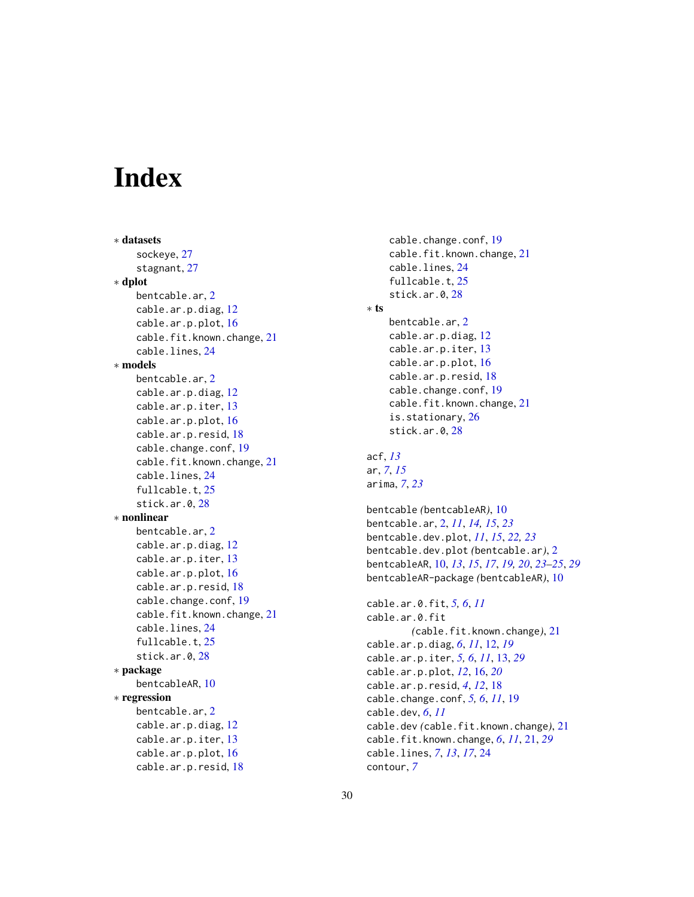# Index

∗ **datasets**
- sockeye, 27
- stagnant, 27

∗ **dplot**
- bentcable.ar, 2
- cable.ar.p.diag, 12
- cable.ar.p.plot, 16
- cable.fit.known.change, 21
- cable.lines, 24

∗ **models**
- bentcable.ar, 2
- cable.ar.p.diag, 12
- cable.ar.p.iter, 13
- cable.ar.p.plot, 16
- cable.ar.p.resid, 18
- cable.change.conf, 19
- cable.fit.known.change, 21
- cable.lines, 24
- fullcable.t, 25
- stick.ar.0, 28

∗ **nonlinear**
- bentcable.ar, 2
- cable.ar.p.diag, 12
- cable.ar.p.iter, 13
- cable.ar.p.plot, 16
- cable.ar.p.resid, 18
- cable.change.conf, 19
- cable.fit.known.change, 21
- cable.lines, 24
- fullcable.t, 25
- stick.ar.0, 28

∗ **package**
- bentcableAR, 10

∗ **regression**
- bentcable.ar, 2
- cable.ar.p.diag, 12
- cable.ar.p.iter, 13
- cable.ar.p.plot, 16
- cable.ar.p.resid, 18
- cable.change.conf, 19
- cable.fit.known.change, 21
- cable.lines, 24
- fullcable.t, 25
- stick.ar.0, 28

∗ **ts**
- bentcable.ar, 2
- cable.ar.p.diag, 12
- cable.ar.p.iter, 13
- cable.ar.p.plot, 16
- cable.ar.p.resid, 18
- cable.change.conf, 19
- cable.fit.known.change, 21
- is.stationary, 26
- stick.ar.0, 28

acf, *13*
ar, *7*, *15*
arima, *7*, *23*

bentcable *(*bentcableAR*)*, 10
bentcable.ar, 2, *11*, *14, 15*, *23*
bentcable.dev.plot, *11*, *15*, *22, 23*
bentcable.dev.plot *(*bentcable.ar*)*, 2
bentcableAR, 10, *13*, *15*, *17*, *19, 20*, *23–25*, *29*
bentcableAR-package *(*bentcableAR*)*, 10

cable.ar.0.fit, *5, 6*, *11*
cable.ar.0.fit *(*cable.fit.known.change*)*, 21
cable.ar.p.diag, *6*, *11*, 12, *19*
cable.ar.p.iter, *5, 6*, *11*, 13, *29*
cable.ar.p.plot, *12*, 16, *20*
cable.ar.p.resid, *4*, *12*, 18
cable.change.conf, *5, 6*, *11*, 19
cable.dev, *6*, *11*
cable.dev *(*cable.fit.known.change*)*, 21
cable.fit.known.change, *6*, *11*, 21, *29*
cable.lines, *7*, *13*, *17*, 24
contour, *7*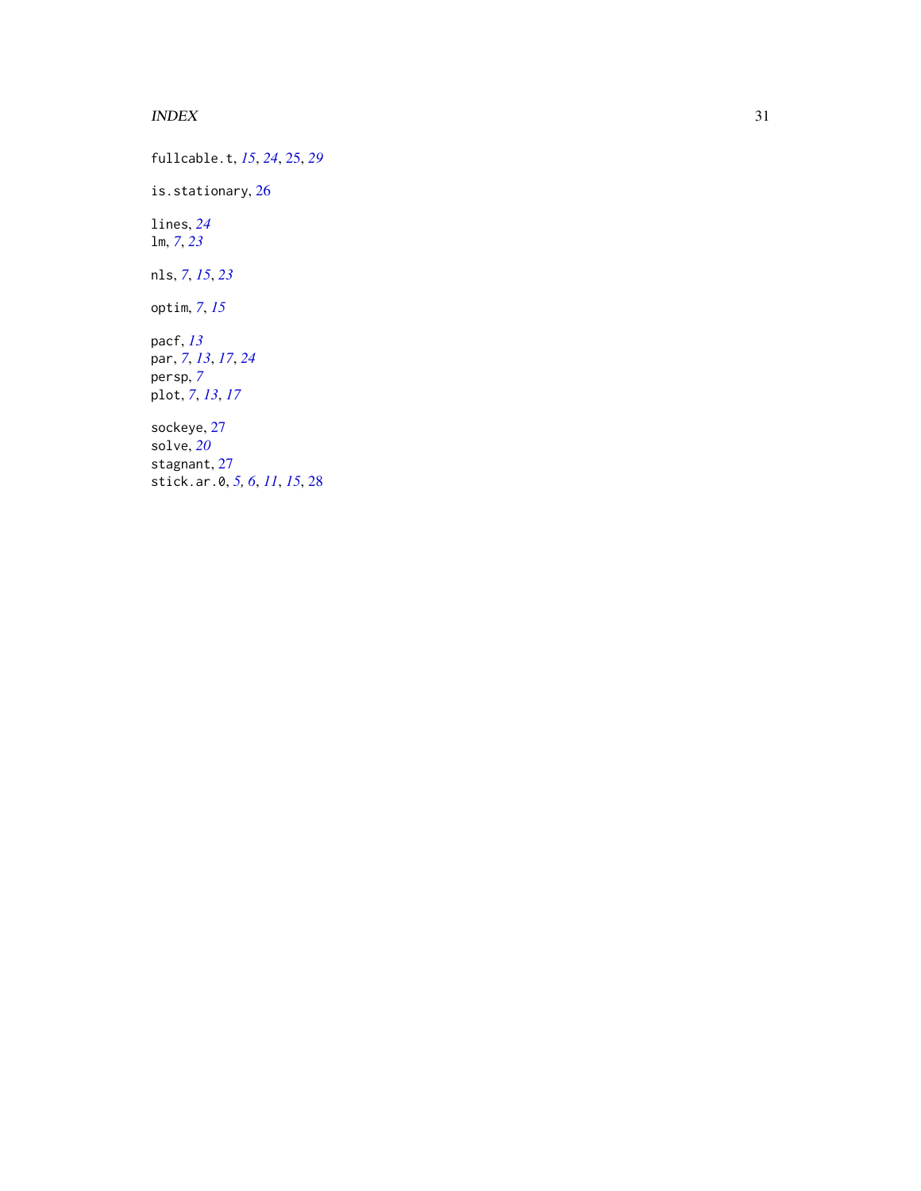fullcable.t, *15*, *24*, 25, *29*

is.stationary, 26

lines, *24*
lm, *7*, *23*

nls, *7*, *15*, *23*

optim, *7*, *15*

pacf, *13*
par, *7*, *13*, *17*, *24*
persp, *7*
plot, *7*, *13*, *17*

sockeye, 27
solve, *20*
stagnant, 27
stick.ar.0, *5*, *6*, *11*, *15*, 28